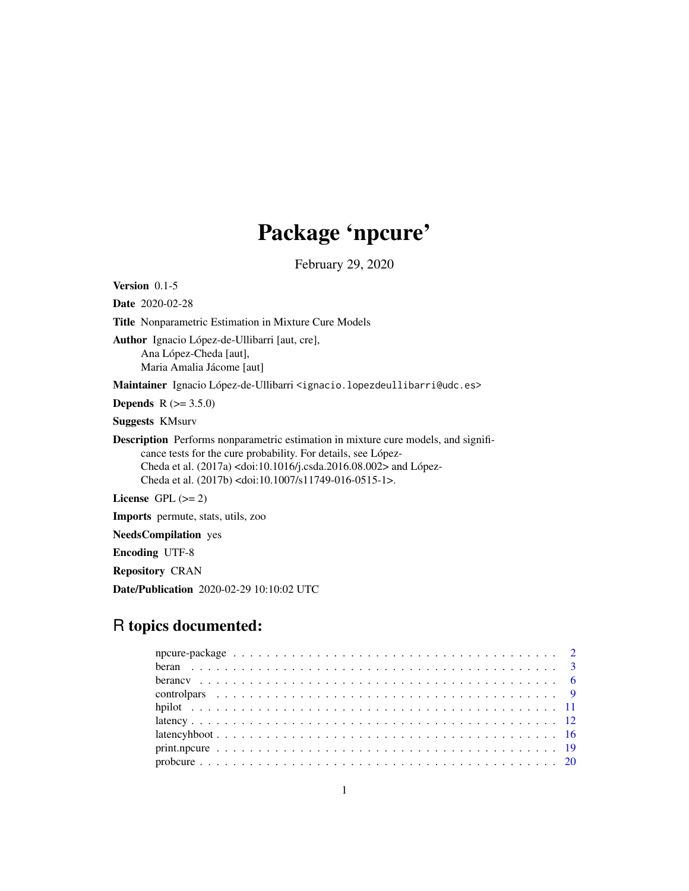# Package 'npcure'

February 29, 2020

**Version** 0.1-5

**Date** 2020-02-28

**Title** Nonparametric Estimation in Mixture Cure Models

**Author** Ignacio López-de-Ullibarri [aut, cre],
Ana López-Cheda [aut],
Maria Amalia Jácome [aut]

**Maintainer** Ignacio López-de-Ullibarri <ignacio.lopezdeullibarri@udc.es>

**Depends** R (>= 3.5.0)

**Suggests** KMsurv

**Description** Performs nonparametric estimation in mixture cure models, and significance tests for the cure probability. For details, see López-Cheda et al. (2017a) <doi:10.1016/j.csda.2016.08.002> and López-Cheda et al. (2017b) <doi:10.1007/s11749-016-0515-1>.

**License** GPL (>= 2)

**Imports** permute, stats, utils, zoo

**NeedsCompilation** yes

**Encoding** UTF-8

**Repository** CRAN

**Date/Publication** 2020-02-29 10:10:02 UTC

## R topics documented:

npcure-package . . . . . . . . . . . . . . . . . . . . . . . . . . . . . . . . . . . . . 2
beran . . . . . . . . . . . . . . . . . . . . . . . . . . . . . . . . . . . . . . . . . . 3
berancv . . . . . . . . . . . . . . . . . . . . . . . . . . . . . . . . . . . . . . . . . 6
controlpars . . . . . . . . . . . . . . . . . . . . . . . . . . . . . . . . . . . . . . . 9
hpilot . . . . . . . . . . . . . . . . . . . . . . . . . . . . . . . . . . . . . . . . . . 11
latency . . . . . . . . . . . . . . . . . . . . . . . . . . . . . . . . . . . . . . . . . 12
latencyhboot . . . . . . . . . . . . . . . . . . . . . . . . . . . . . . . . . . . . . . 16
print.npcure . . . . . . . . . . . . . . . . . . . . . . . . . . . . . . . . . . . . . . 19
probcure . . . . . . . . . . . . . . . . . . . . . . . . . . . . . . . . . . . . . . . . 20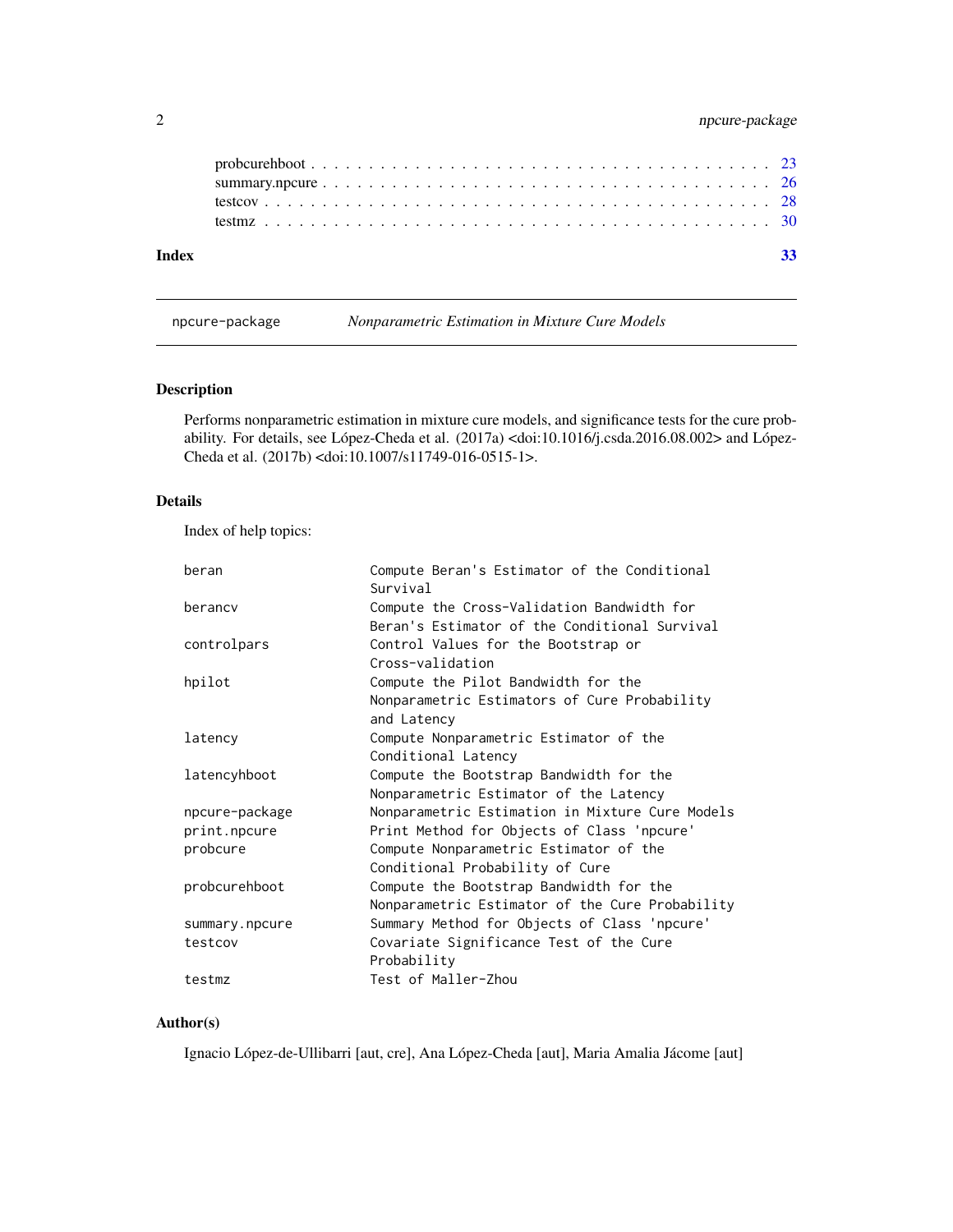probcurehboot . . . . . . . . . . . . . . . . . . . . . . . . . . . . . . . . . . . . . . 23
summary.npcure . . . . . . . . . . . . . . . . . . . . . . . . . . . . . . . . . . . . . 26
testcov . . . . . . . . . . . . . . . . . . . . . . . . . . . . . . . . . . . . . . . . . 28
testmz . . . . . . . . . . . . . . . . . . . . . . . . . . . . . . . . . . . . . . . . . . 30

**Index** **33**

---

npcure-package *Nonparametric Estimation in Mixture Cure Models*

---

## Description

Performs nonparametric estimation in mixture cure models, and significance tests for the cure probability. For details, see López-Cheda et al. (2017a) <doi:10.1016/j.csda.2016.08.002> and López-Cheda et al. (2017b) <doi:10.1007/s11749-016-0515-1>.

## Details

Index of help topics:

```
beran                   Compute Beran's Estimator of the Conditional
                        Survival
berancv                 Compute the Cross-Validation Bandwidth for
                        Beran's Estimator of the Conditional Survival
controlpars             Control Values for the Bootstrap or
                        Cross-validation
hpilot                  Compute the Pilot Bandwidth for the
                        Nonparametric Estimators of Cure Probability
                        and Latency
latency                 Compute Nonparametric Estimator of the
                        Conditional Latency
latencyhboot            Compute the Bootstrap Bandwidth for the
                        Nonparametric Estimator of the Latency
npcure-package          Nonparametric Estimation in Mixture Cure Models
print.npcure            Print Method for Objects of Class 'npcure'
probcure                Compute Nonparametric Estimator of the
                        Conditional Probability of Cure
probcurehboot           Compute the Bootstrap Bandwidth for the
                        Nonparametric Estimator of the Cure Probability
summary.npcure          Summary Method for Objects of Class 'npcure'
testcov                 Covariate Significance Test of the Cure
                        Probability
testmz                  Test of Maller-Zhou
```

## Author(s)

Ignacio López-de-Ullibarri [aut, cre], Ana López-Cheda [aut], Maria Amalia Jácome [aut]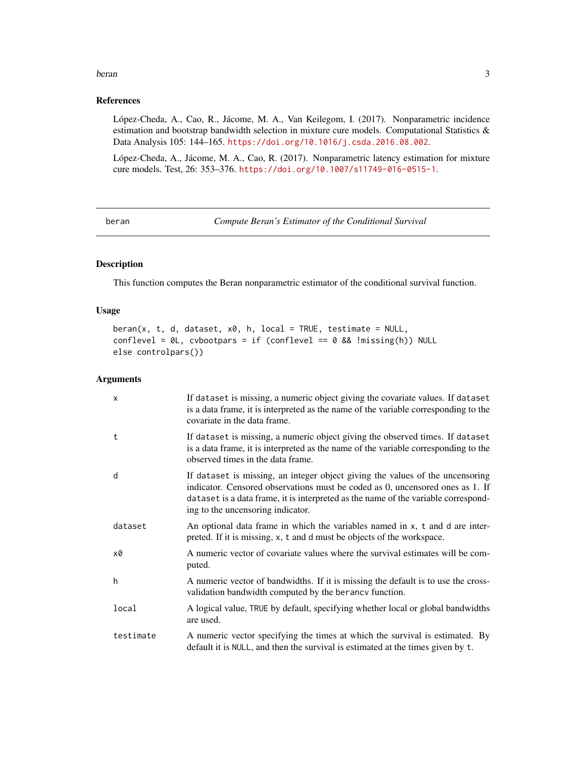### References

López-Cheda, A., Cao, R., Jácome, M. A., Van Keilegom, I. (2017). Nonparametric incidence estimation and bootstrap bandwidth selection in mixture cure models. Computational Statistics & Data Analysis 105: 144–165. https://doi.org/10.1016/j.csda.2016.08.002.

López-Cheda, A., Jácome, M. A., Cao, R. (2017). Nonparametric latency estimation for mixture cure models. Test, 26: 353–376. https://doi.org/10.1007/s11749-016-0515-1.

---

## beran — *Compute Beran's Estimator of the Conditional Survival*

### Description

This function computes the Beran nonparametric estimator of the conditional survival function.

### Usage

```
beran(x, t, d, dataset, x0, h, local = TRUE, testimate = NULL,
conflevel = 0L, cvbootpars = if (conflevel == 0 && !missing(h)) NULL
else controlpars())
```

### Arguments

| | |
|---|---|
| `x` | If `dataset` is missing, a numeric object giving the covariate values. If `dataset` is a data frame, it is interpreted as the name of the variable corresponding to the covariate in the data frame. |
| `t` | If `dataset` is missing, a numeric object giving the observed times. If `dataset` is a data frame, it is interpreted as the name of the variable corresponding to the observed times in the data frame. |
| `d` | If `dataset` is missing, an integer object giving the values of the uncensoring indicator. Censored observations must be coded as 0, uncensored ones as 1. If `dataset` is a data frame, it is interpreted as the name of the variable corresponding to the uncensoring indicator. |
| `dataset` | An optional data frame in which the variables named in `x`, `t` and `d` are interpreted. If it is missing, `x`, `t` and `d` must be objects of the workspace. |
| `x0` | A numeric vector of covariate values where the survival estimates will be computed. |
| `h` | A numeric vector of bandwidths. If it is missing the default is to use the cross-validation bandwidth computed by the `berancv` function. |
| `local` | A logical value, `TRUE` by default, specifying whether local or global bandwidths are used. |
| `testimate` | A numeric vector specifying the times at which the survival is estimated. By default it is `NULL`, and then the survival is estimated at the times given by `t`. |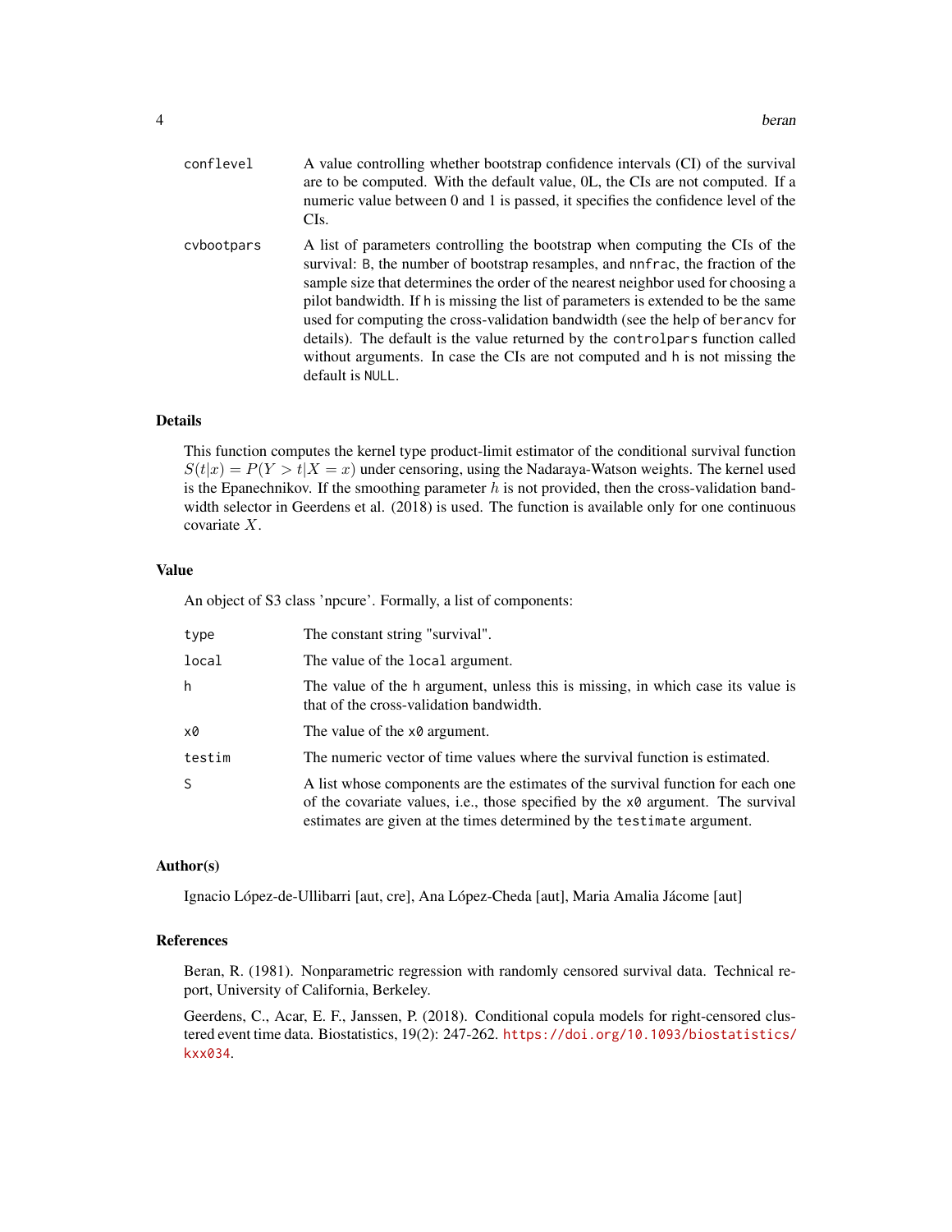conflevel
: A value controlling whether bootstrap confidence intervals (CI) of the survival are to be computed. With the default value, 0L, the CIs are not computed. If a numeric value between 0 and 1 is passed, it specifies the confidence level of the CIs.

cvbootpars
: A list of parameters controlling the bootstrap when computing the CIs of the survival: B, the number of bootstrap resamples, and nnfrac, the fraction of the sample size that determines the order of the nearest neighbor used for choosing a pilot bandwidth. If h is missing the list of parameters is extended to be the same used for computing the cross-validation bandwidth (see the help of berancv for details). The default is the value returned by the controlpars function called without arguments. In case the CIs are not computed and h is not missing the default is NULL.

### Details

This function computes the kernel type product-limit estimator of the conditional survival function $S(t|x) = P(Y > t|X = x)$ under censoring, using the Nadaraya-Watson weights. The kernel used is the Epanechnikov. If the smoothing parameter $h$ is not provided, then the cross-validation bandwidth selector in Geerdens et al. (2018) is used. The function is available only for one continuous covariate $X$.

### Value

An object of S3 class 'npcure'. Formally, a list of components:

type
: The constant string "survival".

local
: The value of the local argument.

h
: The value of the h argument, unless this is missing, in which case its value is that of the cross-validation bandwidth.

x0
: The value of the x0 argument.

testim
: The numeric vector of time values where the survival function is estimated.

S
: A list whose components are the estimates of the survival function for each one of the covariate values, i.e., those specified by the x0 argument. The survival estimates are given at the times determined by the testimate argument.

### Author(s)

Ignacio López-de-Ullibarri [aut, cre], Ana López-Cheda [aut], Maria Amalia Jácome [aut]

### References

Beran, R. (1981). Nonparametric regression with randomly censored survival data. Technical report, University of California, Berkeley.

Geerdens, C., Acar, E. F., Janssen, P. (2018). Conditional copula models for right-censored clustered event time data. Biostatistics, 19(2): 247-262. https://doi.org/10.1093/biostatistics/kxx034.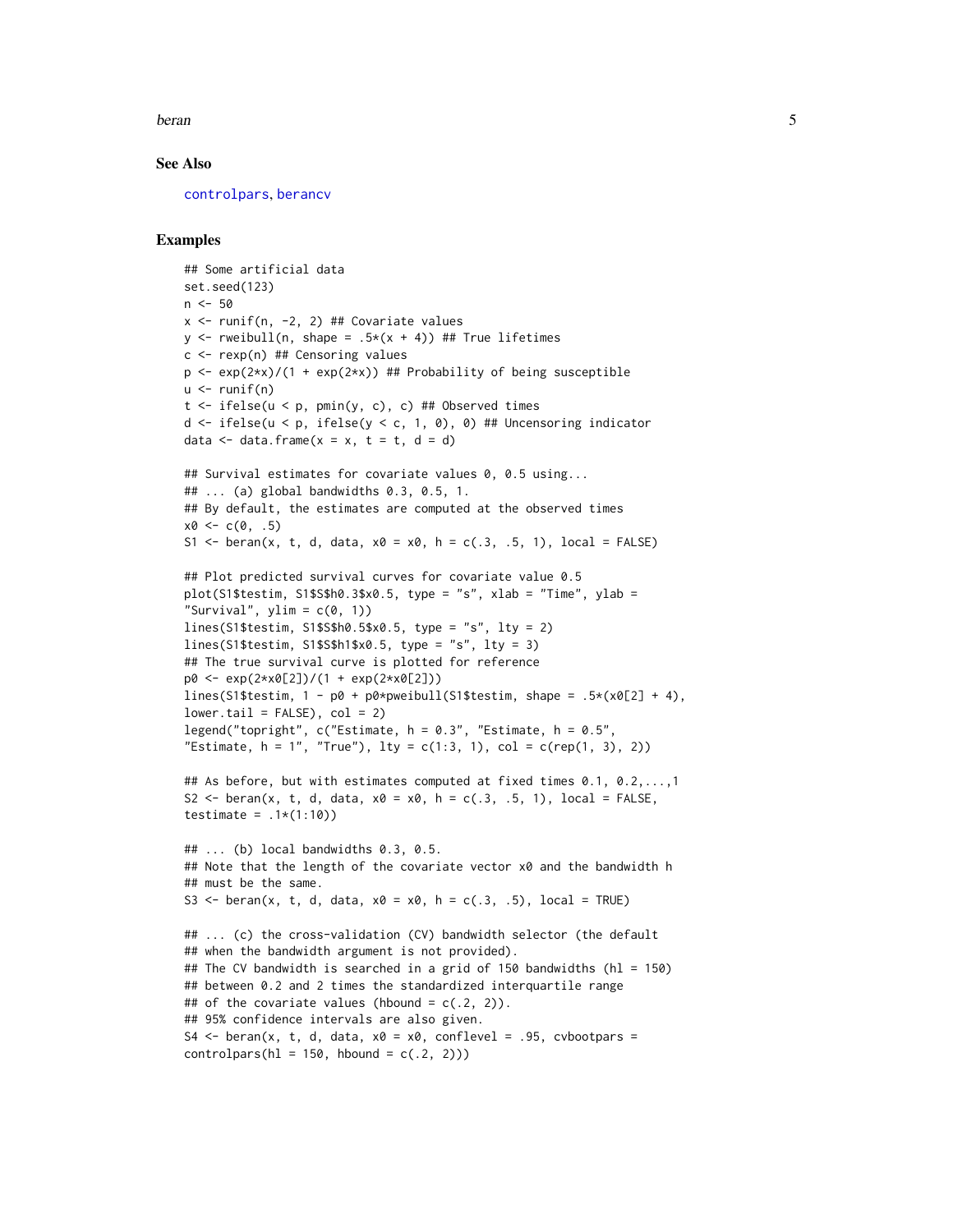## See Also

controlpars, berancv

## Examples

```
## Some artificial data
set.seed(123)
n <- 50
x <- runif(n, -2, 2) ## Covariate values
y <- rweibull(n, shape = .5*(x + 4)) ## True lifetimes
c <- rexp(n) ## Censoring values
p <- exp(2*x)/(1 + exp(2*x)) ## Probability of being susceptible
u <- runif(n)
t <- ifelse(u < p, pmin(y, c), c) ## Observed times
d <- ifelse(u < p, ifelse(y < c, 1, 0), 0) ## Uncensoring indicator
data <- data.frame(x = x, t = t, d = d)

## Survival estimates for covariate values 0, 0.5 using...
## ... (a) global bandwidths 0.3, 0.5, 1.
## By default, the estimates are computed at the observed times
x0 <- c(0, .5)
S1 <- beran(x, t, d, data, x0 = x0, h = c(.3, .5, 1), local = FALSE)

## Plot predicted survival curves for covariate value 0.5
plot(S1$testim, S1$S$h0.3$x0.5, type = "s", xlab = "Time", ylab =
"Survival", ylim = c(0, 1))
lines(S1$testim, S1$S$h0.5$x0.5, type = "s", lty = 2)
lines(S1$testim, S1$S$h1$x0.5, type = "s", lty = 3)
## The true survival curve is plotted for reference
p0 <- exp(2*x0[2])/(1 + exp(2*x0[2]))
lines(S1$testim, 1 - p0 + p0*pweibull(S1$testim, shape = .5*(x0[2] + 4),
lower.tail = FALSE), col = 2)
legend("topright", c("Estimate, h = 0.3", "Estimate, h = 0.5",
"Estimate, h = 1", "True"), lty = c(1:3, 1), col = c(rep(1, 3), 2))

## As before, but with estimates computed at fixed times 0.1, 0.2,...,1
S2 <- beran(x, t, d, data, x0 = x0, h = c(.3, .5, 1), local = FALSE,
testimate = .1*(1:10))

## ... (b) local bandwidths 0.3, 0.5.
## Note that the length of the covariate vector x0 and the bandwidth h
## must be the same.
S3 <- beran(x, t, d, data, x0 = x0, h = c(.3, .5), local = TRUE)

## ... (c) the cross-validation (CV) bandwidth selector (the default
## when the bandwidth argument is not provided).
## The CV bandwidth is searched in a grid of 150 bandwidths (hl = 150)
## between 0.2 and 2 times the standardized interquartile range
## of the covariate values (hbound = c(.2, 2)).
## 95% confidence intervals are also given.
S4 <- beran(x, t, d, data, x0 = x0, conflevel = .95, cvbootpars =
controlpars(hl = 150, hbound = c(.2, 2)))
```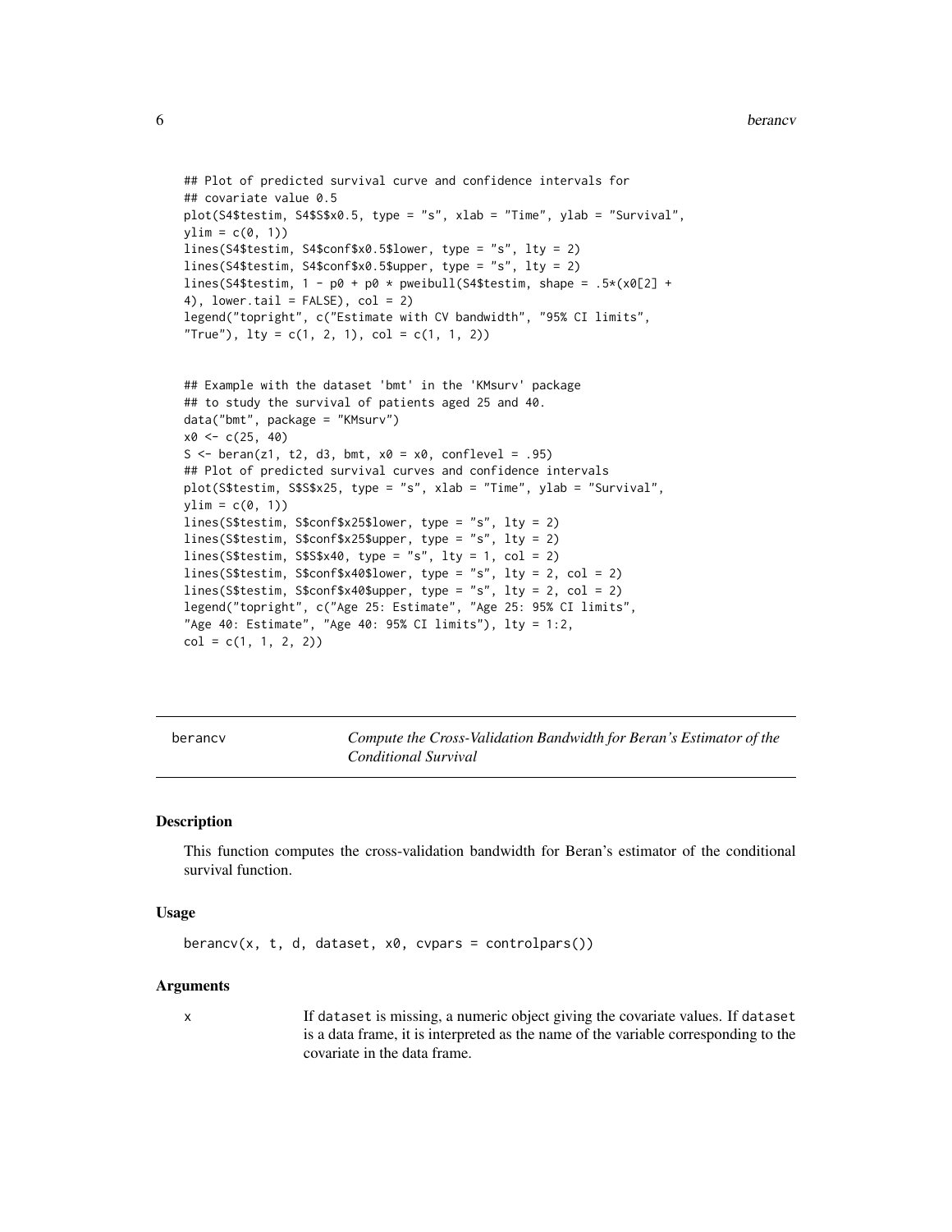```
## Plot of predicted survival curve and confidence intervals for
## covariate value 0.5
plot(S4$testim, S4$S$x0.5, type = "s", xlab = "Time", ylab = "Survival",
ylim = c(0, 1))
lines(S4$testim, S4$conf$x0.5$lower, type = "s", lty = 2)
lines(S4$testim, S4$conf$x0.5$upper, type = "s", lty = 2)
lines(S4$testim, 1 - p0 + p0 * pweibull(S4$testim, shape = .5*(x0[2] +
4), lower.tail = FALSE), col = 2)
legend("topright", c("Estimate with CV bandwidth", "95% CI limits",
"True"), lty = c(1, 2, 1), col = c(1, 1, 2))


## Example with the dataset 'bmt' in the 'KMsurv' package
## to study the survival of patients aged 25 and 40.
data("bmt", package = "KMsurv")
x0 <- c(25, 40)
S <- beran(z1, t2, d3, bmt, x0 = x0, conflevel = .95)
## Plot of predicted survival curves and confidence intervals
plot(S$testim, S$S$x25, type = "s", xlab = "Time", ylab = "Survival",
ylim = c(0, 1))
lines(S$testim, S$conf$x25$lower, type = "s", lty = 2)
lines(S$testim, S$conf$x25$upper, type = "s", lty = 2)
lines(S$testim, S$S$x40, type = "s", lty = 1, col = 2)
lines(S$testim, S$conf$x40$lower, type = "s", lty = 2, col = 2)
lines(S$testim, S$conf$x40$upper, type = "s", lty = 2, col = 2)
legend("topright", c("Age 25: Estimate", "Age 25: 95% CI limits",
"Age 40: Estimate", "Age 40: 95% CI limits"), lty = 1:2,
col = c(1, 1, 2, 2))
```

## berancv — *Compute the Cross-Validation Bandwidth for Beran's Estimator of the Conditional Survival*

### Description

This function computes the cross-validation bandwidth for Beran's estimator of the conditional survival function.

### Usage

```
berancv(x, t, d, dataset, x0, cvpars = controlpars())
```

### Arguments

`x` — If `dataset` is missing, a numeric object giving the covariate values. If `dataset` is a data frame, it is interpreted as the name of the variable corresponding to the covariate in the data frame.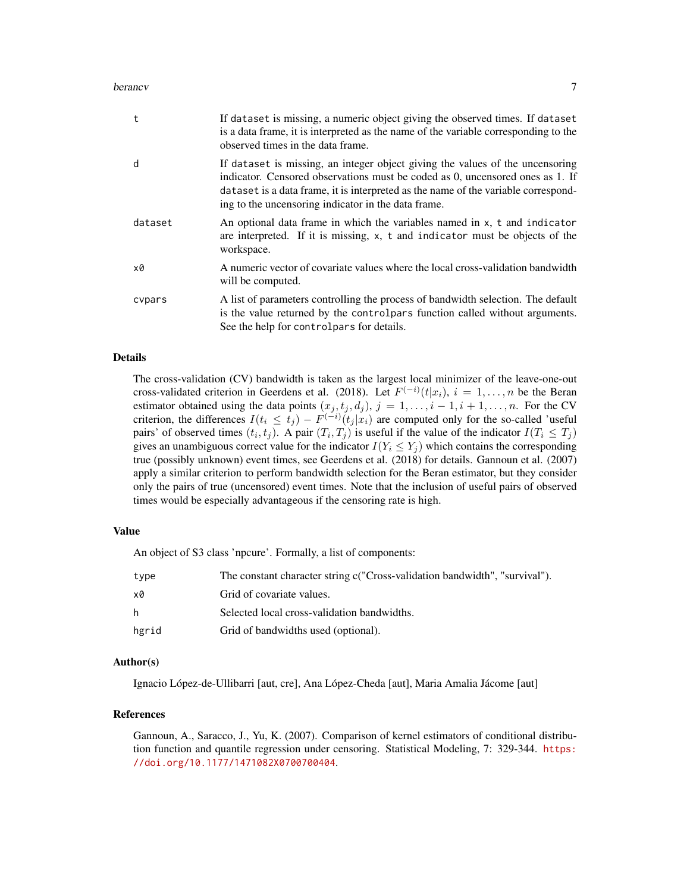| | |
|---|---|
| t | If dataset is missing, a numeric object giving the observed times. If dataset is a data frame, it is interpreted as the name of the variable corresponding to the observed times in the data frame. |
| d | If dataset is missing, an integer object giving the values of the uncensoring indicator. Censored observations must be coded as 0, uncensored ones as 1. If dataset is a data frame, it is interpreted as the name of the variable corresponding to the uncensoring indicator in the data frame. |
| dataset | An optional data frame in which the variables named in x, t and indicator are interpreted. If it is missing, x, t and indicator must be objects of the workspace. |
| x0 | A numeric vector of covariate values where the local cross-validation bandwidth will be computed. |
| cvpars | A list of parameters controlling the process of bandwidth selection. The default is the value returned by the controlpars function called without arguments. See the help for controlpars for details. |

## Details

The cross-validation (CV) bandwidth is taken as the largest local minimizer of the leave-one-out cross-validated criterion in Geerdens et al. (2018). Let $F^{(-i)}(t|x_i)$, $i = 1, \ldots, n$ be the Beran estimator obtained using the data points $(x_j, t_j, d_j)$, $j = 1, \ldots, i-1, i+1, \ldots, n$. For the CV criterion, the differences $I(t_i \leq t_j) - F^{(-i)}(t_j|x_i)$ are computed only for the so-called 'useful pairs' of observed times $(t_i, t_j)$. A pair $(T_i, T_j)$ is useful if the value of the indicator $I(T_i \leq T_j)$ gives an unambiguous correct value for the indicator $I(Y_i \leq Y_j)$ which contains the corresponding true (possibly unknown) event times, see Geerdens et al. (2018) for details. Gannoun et al. (2007) apply a similar criterion to perform bandwidth selection for the Beran estimator, but they consider only the pairs of true (uncensored) event times. Note that the inclusion of useful pairs of observed times would be especially advantageous if the censoring rate is high.

## Value

An object of S3 class 'npcure'. Formally, a list of components:

| | |
|---|---|
| type | The constant character string c("Cross-validation bandwidth", "survival"). |
| x0 | Grid of covariate values. |
| h | Selected local cross-validation bandwidths. |
| hgrid | Grid of bandwidths used (optional). |

## Author(s)

Ignacio López-de-Ullibarri [aut, cre], Ana López-Cheda [aut], Maria Amalia Jácome [aut]

## References

Gannoun, A., Saracco, J., Yu, K. (2007). Comparison of kernel estimators of conditional distribution function and quantile regression under censoring. Statistical Modeling, 7: 329-344. https://doi.org/10.1177/1471082X0700700404.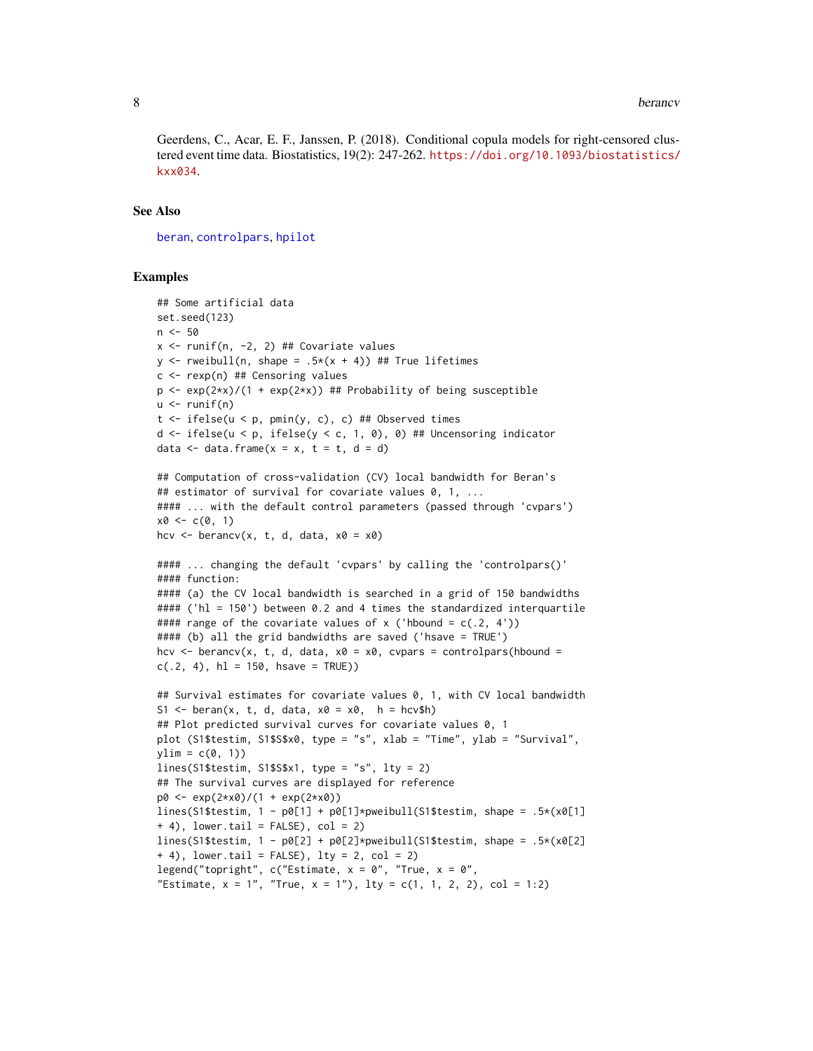Geerdens, C., Acar, E. F., Janssen, P. (2018). Conditional copula models for right-censored clustered event time data. Biostatistics, 19(2): 247-262. https://doi.org/10.1093/biostatistics/kxx034.

## See Also

beran, controlpars, hpilot

## Examples

```
## Some artificial data
set.seed(123)
n <- 50
x <- runif(n, -2, 2) ## Covariate values
y <- rweibull(n, shape = .5*(x + 4)) ## True lifetimes
c <- rexp(n) ## Censoring values
p <- exp(2*x)/(1 + exp(2*x)) ## Probability of being susceptible
u <- runif(n)
t <- ifelse(u < p, pmin(y, c), c) ## Observed times
d <- ifelse(u < p, ifelse(y < c, 1, 0), 0) ## Uncensoring indicator
data <- data.frame(x = x, t = t, d = d)

## Computation of cross-validation (CV) local bandwidth for Beran's
## estimator of survival for covariate values 0, 1, ...
#### ... with the default control parameters (passed through 'cvpars')
x0 <- c(0, 1)
hcv <- berancv(x, t, d, data, x0 = x0)

#### ... changing the default 'cvpars' by calling the 'controlpars()'
#### function:
#### (a) the CV local bandwidth is searched in a grid of 150 bandwidths
#### ('hl = 150') between 0.2 and 4 times the standardized interquartile
#### range of the covariate values of x ('hbound = c(.2, 4'))
#### (b) all the grid bandwidths are saved ('hsave = TRUE')
hcv <- berancv(x, t, d, data, x0 = x0, cvpars = controlpars(hbound =
c(.2, 4), hl = 150, hsave = TRUE))

## Survival estimates for covariate values 0, 1, with CV local bandwidth
S1 <- beran(x, t, d, data, x0 = x0,  h = hcv$h)
## Plot predicted survival curves for covariate values 0, 1
plot (S1$testim, S1$S$x0, type = "s", xlab = "Time", ylab = "Survival",
ylim = c(0, 1))
lines(S1$testim, S1$S$x1, type = "s", lty = 2)
## The survival curves are displayed for reference
p0 <- exp(2*x0)/(1 + exp(2*x0))
lines(S1$testim, 1 - p0[1] + p0[1]*pweibull(S1$testim, shape = .5*(x0[1]
+ 4), lower.tail = FALSE), col = 2)
lines(S1$testim, 1 - p0[2] + p0[2]*pweibull(S1$testim, shape = .5*(x0[2]
+ 4), lower.tail = FALSE), lty = 2, col = 2)
legend("topright", c("Estimate, x = 0", "True, x = 0",
"Estimate, x = 1", "True, x = 1"), lty = c(1, 1, 2, 2), col = 1:2)
```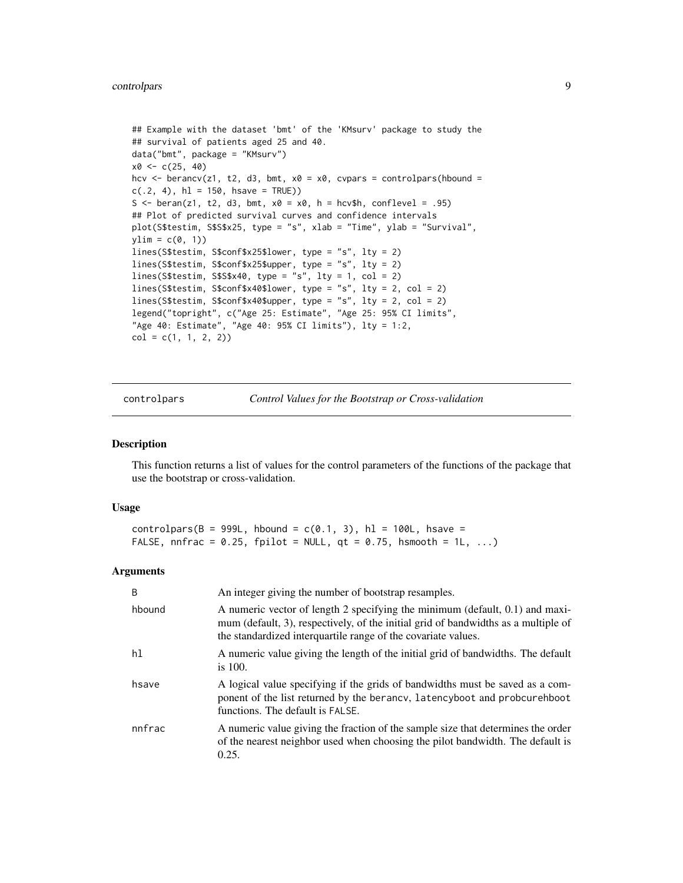```
## Example with the dataset 'bmt' of the 'KMsurv' package to study the
## survival of patients aged 25 and 40.
data("bmt", package = "KMsurv")
x0 <- c(25, 40)
hcv <- berancv(z1, t2, d3, bmt, x0 = x0, cvpars = controlpars(hbound =
c(.2, 4), hl = 150, hsave = TRUE))
S <- beran(z1, t2, d3, bmt, x0 = x0, h = hcv$h, conflevel = .95)
## Plot of predicted survival curves and confidence intervals
plot(S$testim, S$S$x25, type = "s", xlab = "Time", ylab = "Survival",
ylim = c(0, 1))
lines(S$testim, S$conf$x25$lower, type = "s", lty = 2)
lines(S$testim, S$conf$x25$upper, type = "s", lty = 2)
lines(S$testim, S$S$x40, type = "s", lty = 1, col = 2)
lines(S$testim, S$conf$x40$lower, type = "s", lty = 2, col = 2)
lines(S$testim, S$conf$x40$upper, type = "s", lty = 2, col = 2)
legend("topright", c("Age 25: Estimate", "Age 25: 95% CI limits",
"Age 40: Estimate", "Age 40: 95% CI limits"), lty = 1:2,
col = c(1, 1, 2, 2))
```

## controlpars — *Control Values for the Bootstrap or Cross-validation*

### Description

This function returns a list of values for the control parameters of the functions of the package that use the bootstrap or cross-validation.

### Usage

```
controlpars(B = 999L, hbound = c(0.1, 3), hl = 100L, hsave =
FALSE, nnfrac = 0.25, fpilot = NULL, qt = 0.75, hsmooth = 1L, ...)
```

### Arguments

| | |
|---|---|
| B | An integer giving the number of bootstrap resamples. |
| hbound | A numeric vector of length 2 specifying the minimum (default, 0.1) and maximum (default, 3), respectively, of the initial grid of bandwidths as a multiple of the standardized interquartile range of the covariate values. |
| hl | A numeric value giving the length of the initial grid of bandwidths. The default is 100. |
| hsave | A logical value specifying if the grids of bandwidths must be saved as a component of the list returned by the berancv, latencyboot and probcurehboot functions. The default is FALSE. |
| nnfrac | A numeric value giving the fraction of the sample size that determines the order of the nearest neighbor used when choosing the pilot bandwidth. The default is 0.25. |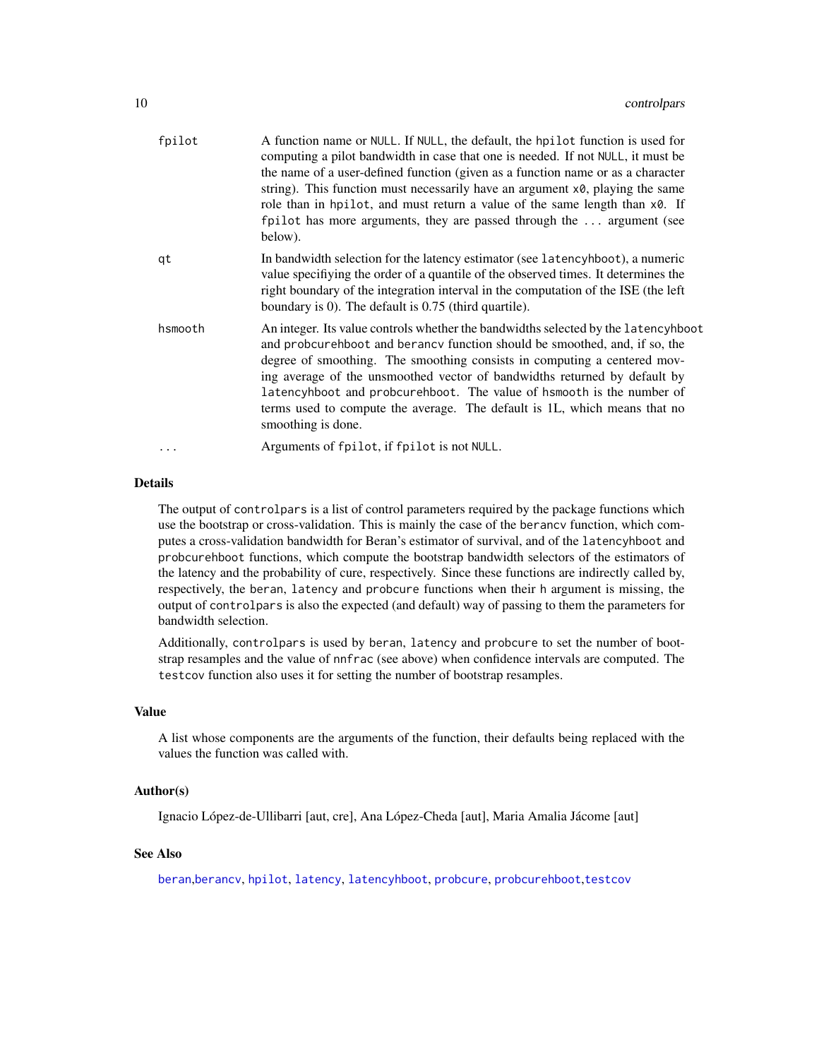| | |
|---|---|
| `fpilot` | A function name or `NULL`. If `NULL`, the default, the `hpilot` function is used for computing a pilot bandwidth in case that one is needed. If not `NULL`, it must be the name of a user-defined function (given as a function name or as a character string). This function must necessarily have an argument `x0`, playing the same role than in `hpilot`, and must return a value of the same length than `x0`. If `fpilot` has more arguments, they are passed through the `...` argument (see below). |
| `qt` | In bandwidth selection for the latency estimator (see `latencyhboot`), a numeric value specifiying the order of a quantile of the observed times. It determines the right boundary of the integration interval in the computation of the ISE (the left boundary is 0). The default is 0.75 (third quartile). |
| `hsmooth` | An integer. Its value controls whether the bandwidths selected by the `latencyhboot` and `probcurehboot` and `berancv` function should be smoothed, and, if so, the degree of smoothing. The smoothing consists in computing a centered moving average of the unsmoothed vector of bandwidths returned by default by `latencyhboot` and `probcurehboot`. The value of `hsmooth` is the number of terms used to compute the average. The default is 1L, which means that no smoothing is done. |
| `...` | Arguments of `fpilot`, if `fpilot` is not `NULL`. |

## Details

The output of `controlpars` is a list of control parameters required by the package functions which use the bootstrap or cross-validation. This is mainly the case of the `berancv` function, which computes a cross-validation bandwidth for Beran's estimator of survival, and of the `latencyhboot` and `probcurehboot` functions, which compute the bootstrap bandwidth selectors of the estimators of the latency and the probability of cure, respectively. Since these functions are indirectly called by, respectively, the `beran`, `latency` and `probcure` functions when their `h` argument is missing, the output of `controlpars` is also the expected (and default) way of passing to them the parameters for bandwidth selection.

Additionally, `controlpars` is used by `beran`, `latency` and `probcure` to set the number of bootstrap resamples and the value of `nnfrac` (see above) when confidence intervals are computed. The `testcov` function also uses it for setting the number of bootstrap resamples.

## Value

A list whose components are the arguments of the function, their defaults being replaced with the values the function was called with.

## Author(s)

Ignacio López-de-Ullibarri [aut, cre], Ana López-Cheda [aut], Maria Amalia Jácome [aut]

## See Also

`beran`,`berancv`, `hpilot`, `latency`, `latencyhboot`, `probcure`, `probcurehboot`,`testcov`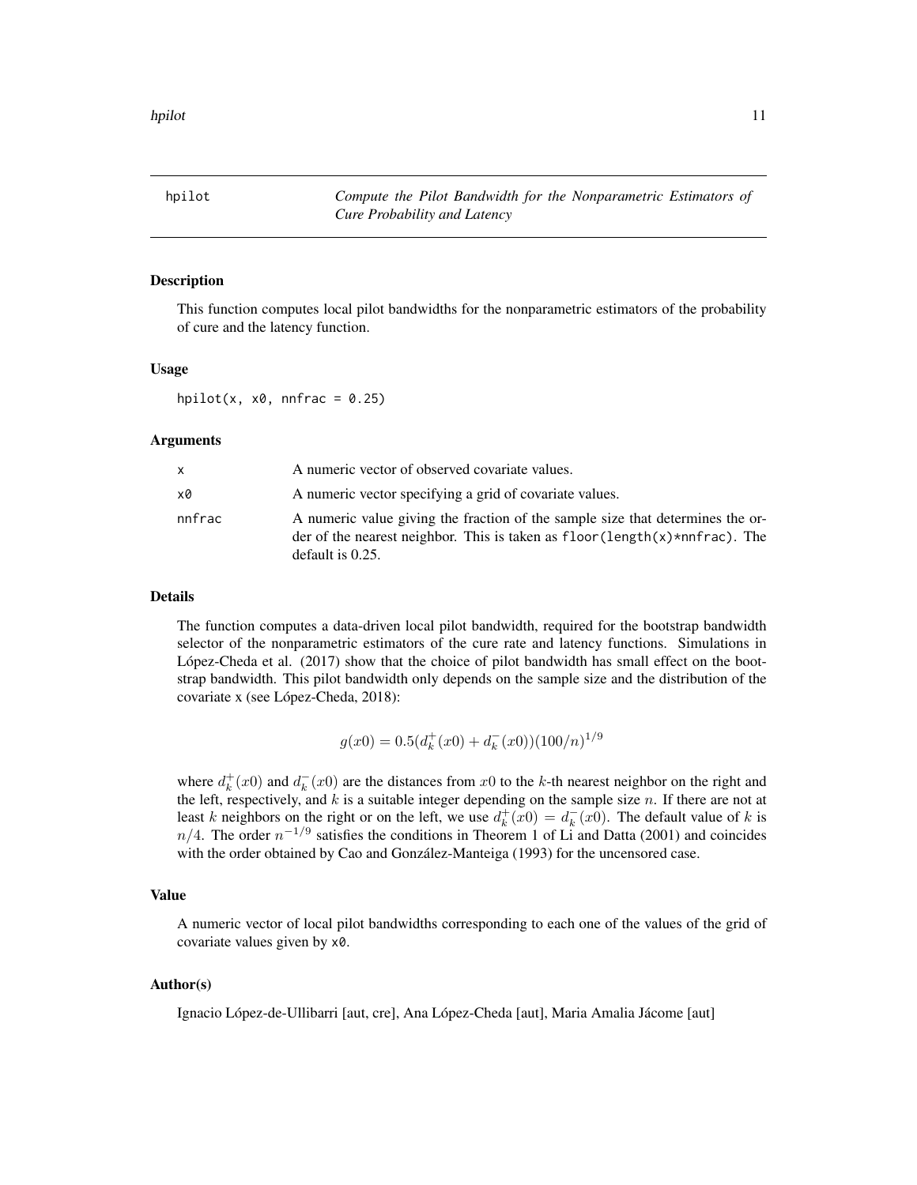# hpilot — Compute the Pilot Bandwidth for the Nonparametric Estimators of Cure Probability and Latency

## Description

This function computes local pilot bandwidths for the nonparametric estimators of the probability of cure and the latency function.

## Usage

```
hpilot(x, x0, nnfrac = 0.25)
```

## Arguments

| | |
|---|---|
| x | A numeric vector of observed covariate values. |
| x0 | A numeric vector specifying a grid of covariate values. |
| nnfrac | A numeric value giving the fraction of the sample size that determines the order of the nearest neighbor. This is taken as `floor(length(x)*nnfrac)`. The default is 0.25. |

## Details

The function computes a data-driven local pilot bandwidth, required for the bootstrap bandwidth selector of the nonparametric estimators of the cure rate and latency functions. Simulations in López-Cheda et al. (2017) show that the choice of pilot bandwidth has small effect on the bootstrap bandwidth. This pilot bandwidth only depends on the sample size and the distribution of the covariate x (see López-Cheda, 2018):

$$g(x0) = 0.5(d_k^+(x0) + d_k^-(x0))(100/n)^{1/9}$$

where $d_k^+(x0)$ and $d_k^-(x0)$ are the distances from $x0$ to the $k$-th nearest neighbor on the right and the left, respectively, and $k$ is a suitable integer depending on the sample size $n$. If there are not at least $k$ neighbors on the right or on the left, we use $d_k^+(x0) = d_k^-(x0)$. The default value of $k$ is $n/4$. The order $n^{-1/9}$ satisfies the conditions in Theorem 1 of Li and Datta (2001) and coincides with the order obtained by Cao and González-Manteiga (1993) for the uncensored case.

## Value

A numeric vector of local pilot bandwidths corresponding to each one of the values of the grid of covariate values given by `x0`.

## Author(s)

Ignacio López-de-Ullibarri [aut, cre], Ana López-Cheda [aut], Maria Amalia Jácome [aut]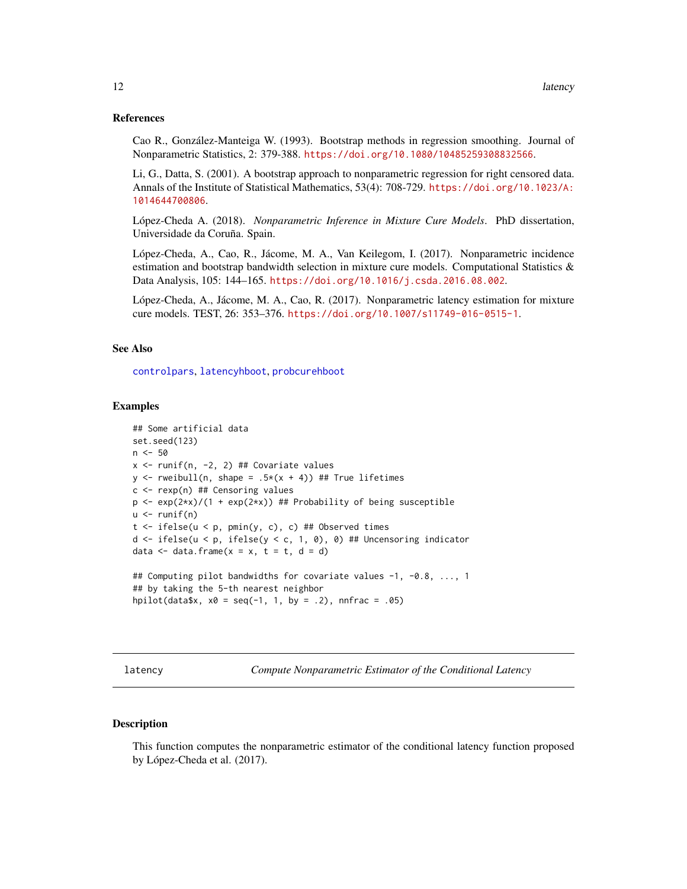### References

Cao R., González-Manteiga W. (1993). Bootstrap methods in regression smoothing. Journal of Nonparametric Statistics, 2: 379-388. https://doi.org/10.1080/10485259308832566.

Li, G., Datta, S. (2001). A bootstrap approach to nonparametric regression for right censored data. Annals of the Institute of Statistical Mathematics, 53(4): 708-729. https://doi.org/10.1023/A:1014644700806.

López-Cheda A. (2018). *Nonparametric Inference in Mixture Cure Models*. PhD dissertation, Universidade da Coruña. Spain.

López-Cheda, A., Cao, R., Jácome, M. A., Van Keilegom, I. (2017). Nonparametric incidence estimation and bootstrap bandwidth selection in mixture cure models. Computational Statistics & Data Analysis, 105: 144–165. https://doi.org/10.1016/j.csda.2016.08.002.

López-Cheda, A., Jácome, M. A., Cao, R. (2017). Nonparametric latency estimation for mixture cure models. TEST, 26: 353–376. https://doi.org/10.1007/s11749-016-0515-1.

### See Also

controlpars, latencyhboot, probcurehboot

### Examples

```
## Some artificial data
set.seed(123)
n <- 50
x <- runif(n, -2, 2) ## Covariate values
y <- rweibull(n, shape = .5*(x + 4)) ## True lifetimes
c <- rexp(n) ## Censoring values
p <- exp(2*x)/(1 + exp(2*x)) ## Probability of being susceptible
u <- runif(n)
t <- ifelse(u < p, pmin(y, c), c) ## Observed times
d <- ifelse(u < p, ifelse(y < c, 1, 0), 0) ## Uncensoring indicator
data <- data.frame(x = x, t = t, d = d)

## Computing pilot bandwidths for covariate values -1, -0.8, ..., 1
## by taking the 5-th nearest neighbor
hpilot(data$x, x0 = seq(-1, 1, by = .2), nnfrac = .05)
```

---

## latency — *Compute Nonparametric Estimator of the Conditional Latency*

### Description

This function computes the nonparametric estimator of the conditional latency function proposed by López-Cheda et al. (2017).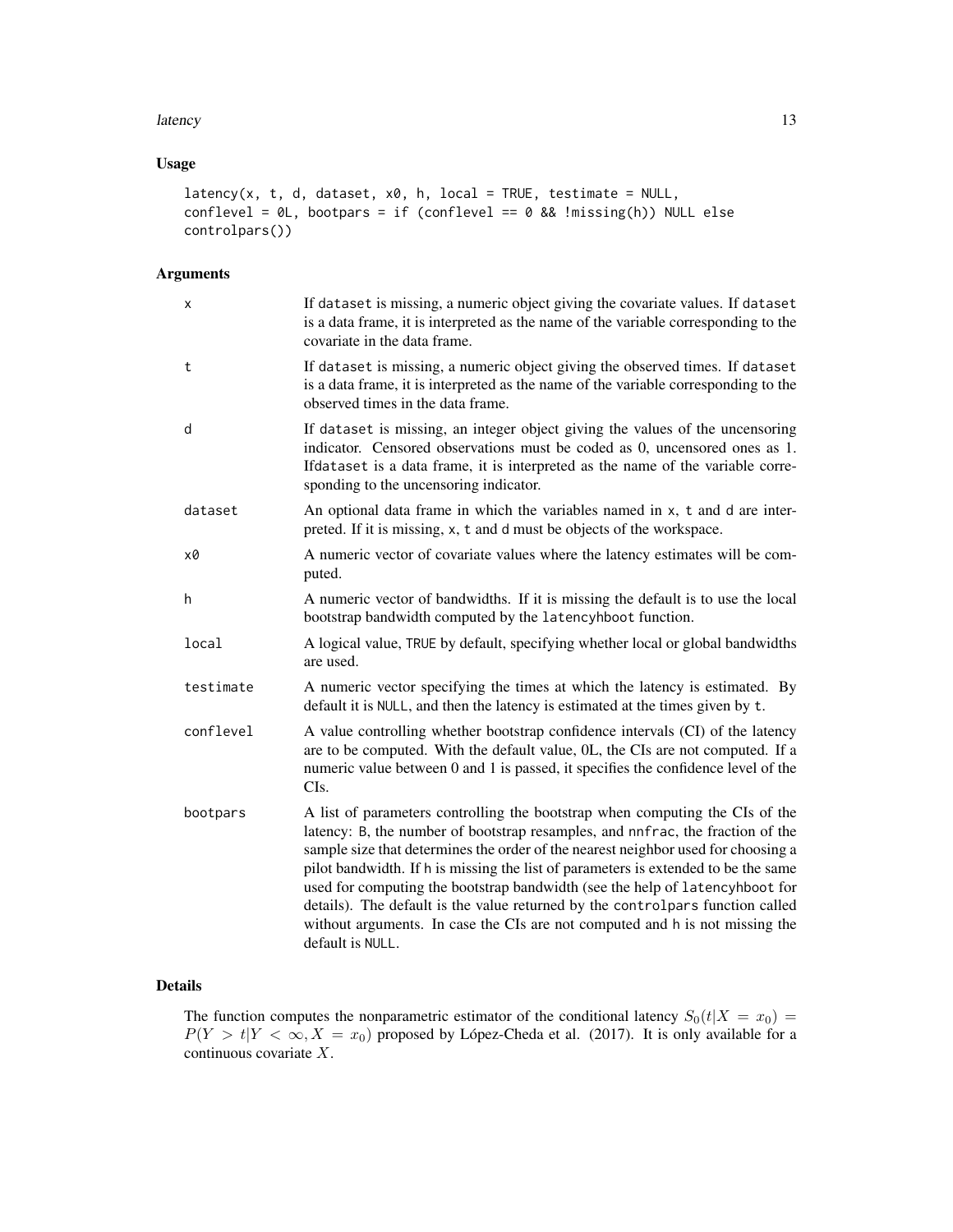## Usage

```
latency(x, t, d, dataset, x0, h, local = TRUE, testimate = NULL,
conflevel = 0L, bootpars = if (conflevel == 0 && !missing(h)) NULL else
controlpars())
```

## Arguments

| | |
|---|---|
| x | If dataset is missing, a numeric object giving the covariate values. If dataset is a data frame, it is interpreted as the name of the variable corresponding to the covariate in the data frame. |
| t | If dataset is missing, a numeric object giving the observed times. If dataset is a data frame, it is interpreted as the name of the variable corresponding to the observed times in the data frame. |
| d | If dataset is missing, an integer object giving the values of the uncensoring indicator. Censored observations must be coded as 0, uncensored ones as 1. Ifdataset is a data frame, it is interpreted as the name of the variable corresponding to the uncensoring indicator. |
| dataset | An optional data frame in which the variables named in x, t and d are interpreted. If it is missing, x, t and d must be objects of the workspace. |
| x0 | A numeric vector of covariate values where the latency estimates will be computed. |
| h | A numeric vector of bandwidths. If it is missing the default is to use the local bootstrap bandwidth computed by the latencyhboot function. |
| local | A logical value, TRUE by default, specifying whether local or global bandwidths are used. |
| testimate | A numeric vector specifying the times at which the latency is estimated. By default it is NULL, and then the latency is estimated at the times given by t. |
| conflevel | A value controlling whether bootstrap confidence intervals (CI) of the latency are to be computed. With the default value, 0L, the CIs are not computed. If a numeric value between 0 and 1 is passed, it specifies the confidence level of the CIs. |
| bootpars | A list of parameters controlling the bootstrap when computing the CIs of the latency: B, the number of bootstrap resamples, and nnfrac, the fraction of the sample size that determines the order of the nearest neighbor used for choosing a pilot bandwidth. If h is missing the list of parameters is extended to be the same used for computing the bootstrap bandwidth (see the help of latencyhboot for details). The default is the value returned by the controlpars function called without arguments. In case the CIs are not computed and h is not missing the default is NULL. |

## Details

The function computes the nonparametric estimator of the conditional latency $S_0(t|X = x_0) = P(Y > t|Y < \infty, X = x_0)$ proposed by López-Cheda et al. (2017). It is only available for a continuous covariate $X$.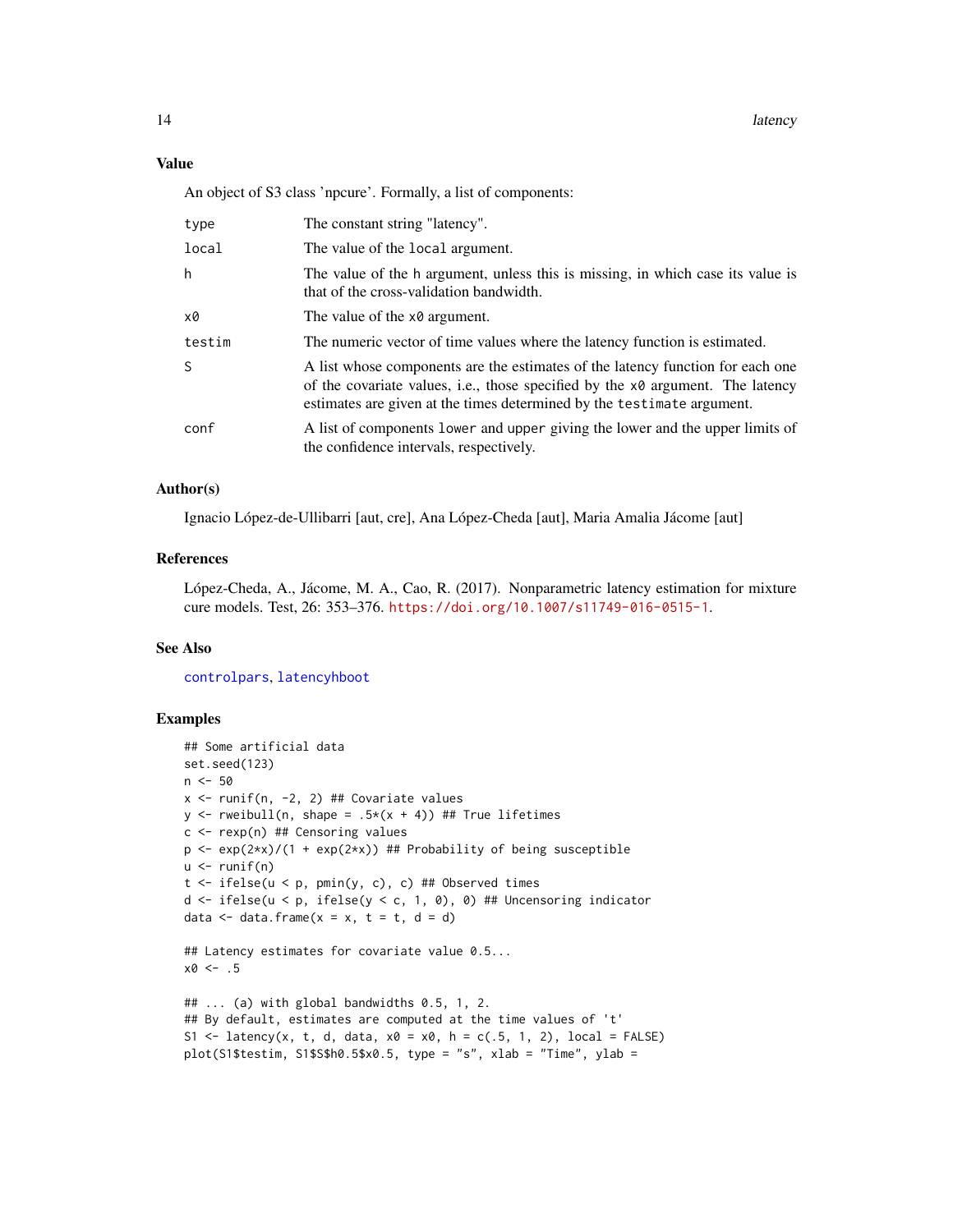### Value

An object of S3 class 'npcure'. Formally, a list of components:

| | |
|---|---|
| type | The constant string "latency". |
| local | The value of the local argument. |
| h | The value of the h argument, unless this is missing, in which case its value is that of the cross-validation bandwidth. |
| x0 | The value of the x0 argument. |
| testim | The numeric vector of time values where the latency function is estimated. |
| S | A list whose components are the estimates of the latency function for each one of the covariate values, i.e., those specified by the x0 argument. The latency estimates are given at the times determined by the testimate argument. |
| conf | A list of components lower and upper giving the lower and the upper limits of the confidence intervals, respectively. |

### Author(s)

Ignacio López-de-Ullibarri [aut, cre], Ana López-Cheda [aut], Maria Amalia Jácome [aut]

### References

López-Cheda, A., Jácome, M. A., Cao, R. (2017). Nonparametric latency estimation for mixture cure models. Test, 26: 353–376. https://doi.org/10.1007/s11749-016-0515-1.

### See Also

controlpars, latencyhboot

### Examples

```
## Some artificial data
set.seed(123)
n <- 50
x <- runif(n, -2, 2) ## Covariate values
y <- rweibull(n, shape = .5*(x + 4)) ## True lifetimes
c <- rexp(n) ## Censoring values
p <- exp(2*x)/(1 + exp(2*x)) ## Probability of being susceptible
u <- runif(n)
t <- ifelse(u < p, pmin(y, c), c) ## Observed times
d <- ifelse(u < p, ifelse(y < c, 1, 0), 0) ## Uncensoring indicator
data <- data.frame(x = x, t = t, d = d)

## Latency estimates for covariate value 0.5...
x0 <- .5

## ... (a) with global bandwidths 0.5, 1, 2.
## By default, estimates are computed at the time values of 't'
S1 <- latency(x, t, d, data, x0 = x0, h = c(.5, 1, 2), local = FALSE)
plot(S1$testim, S1$S$h0.5$x0.5, type = "s", xlab = "Time", ylab =
```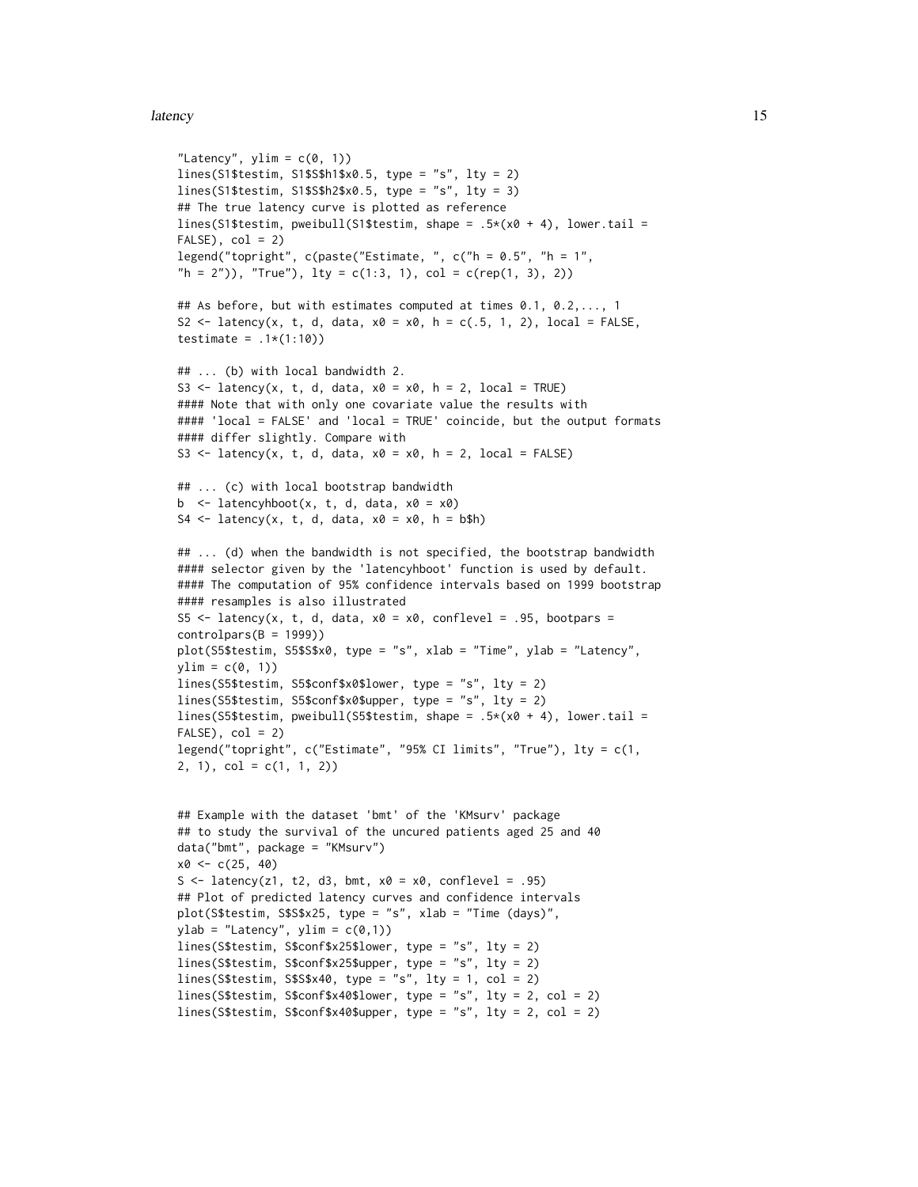```
"Latency", ylim = c(0, 1))
lines(S1$testim, S1$S$h1$x0.5, type = "s", lty = 2)
lines(S1$testim, S1$S$h2$x0.5, type = "s", lty = 3)
## The true latency curve is plotted as reference
lines(S1$testim, pweibull(S1$testim, shape = .5*(x0 + 4), lower.tail =
FALSE), col = 2)
legend("topright", c(paste("Estimate, ", c("h = 0.5", "h = 1",
"h = 2")), "True"), lty = c(1:3, 1), col = c(rep(1, 3), 2))

## As before, but with estimates computed at times 0.1, 0.2,..., 1
S2 <- latency(x, t, d, data, x0 = x0, h = c(.5, 1, 2), local = FALSE,
testimate = .1*(1:10))

## ... (b) with local bandwidth 2.
S3 <- latency(x, t, d, data, x0 = x0, h = 2, local = TRUE)
#### Note that with only one covariate value the results with
#### 'local = FALSE' and 'local = TRUE' coincide, but the output formats
#### differ slightly. Compare with
S3 <- latency(x, t, d, data, x0 = x0, h = 2, local = FALSE)

## ... (c) with local bootstrap bandwidth
b  <- latencyhboot(x, t, d, data, x0 = x0)
S4 <- latency(x, t, d, data, x0 = x0, h = b$h)

## ... (d) when the bandwidth is not specified, the bootstrap bandwidth
#### selector given by the 'latencyhboot' function is used by default.
#### The computation of 95% confidence intervals based on 1999 bootstrap
#### resamples is also illustrated
S5 <- latency(x, t, d, data, x0 = x0, conflevel = .95, bootpars =
controlpars(B = 1999))
plot(S5$testim, S5$S$x0, type = "s", xlab = "Time", ylab = "Latency",
ylim = c(0, 1))
lines(S5$testim, S5$conf$x0$lower, type = "s", lty = 2)
lines(S5$testim, S5$conf$x0$upper, type = "s", lty = 2)
lines(S5$testim, pweibull(S5$testim, shape = .5*(x0 + 4), lower.tail =
FALSE), col = 2)
legend("topright", c("Estimate", "95% CI limits", "True"), lty = c(1,
2, 1), col = c(1, 1, 2))


## Example with the dataset 'bmt' of the 'KMsurv' package
## to study the survival of the uncured patients aged 25 and 40
data("bmt", package = "KMsurv")
x0 <- c(25, 40)
S <- latency(z1, t2, d3, bmt, x0 = x0, conflevel = .95)
## Plot of predicted latency curves and confidence intervals
plot(S$testim, S$S$x25, type = "s", xlab = "Time (days)",
ylab = "Latency", ylim = c(0,1))
lines(S$testim, S$conf$x25$lower, type = "s", lty = 2)
lines(S$testim, S$conf$x25$upper, type = "s", lty = 2)
lines(S$testim, S$S$x40, type = "s", lty = 1, col = 2)
lines(S$testim, S$conf$x40$lower, type = "s", lty = 2, col = 2)
lines(S$testim, S$conf$x40$upper, type = "s", lty = 2, col = 2)
```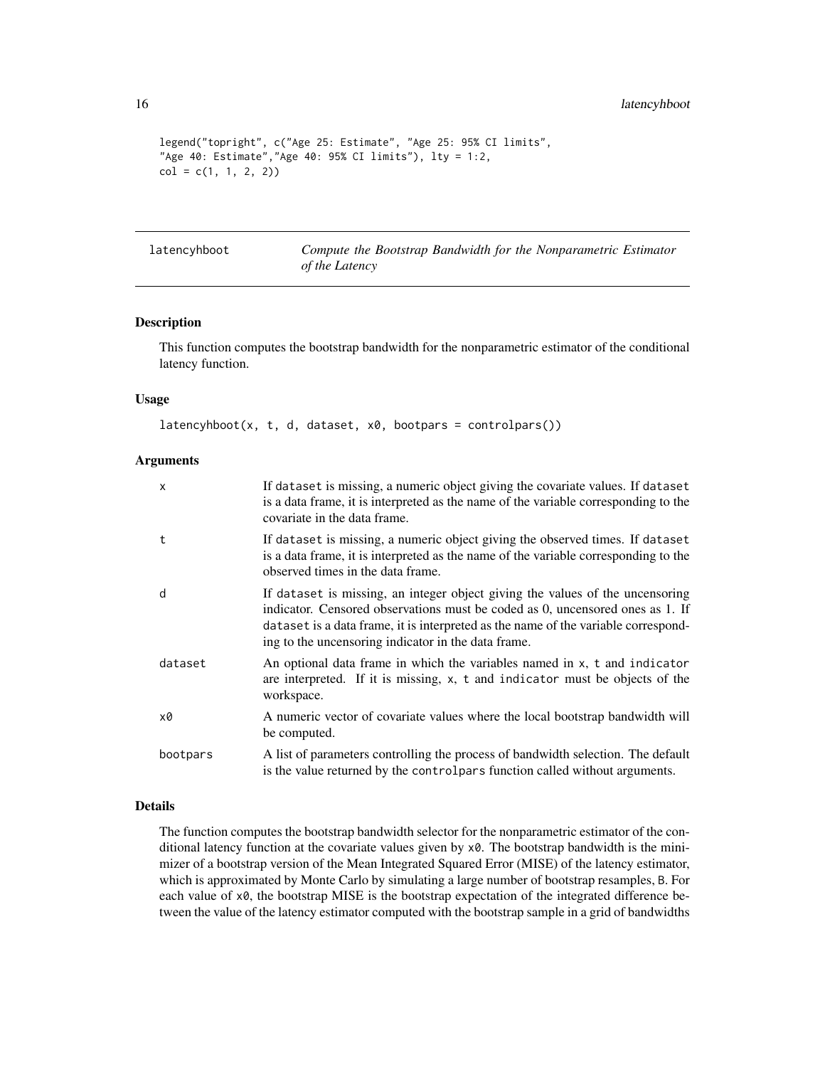```
legend("topright", c("Age 25: Estimate", "Age 25: 95% CI limits",
"Age 40: Estimate","Age 40: 95% CI limits"), lty = 1:2,
col = c(1, 1, 2, 2))
```

## latencyhboot — *Compute the Bootstrap Bandwidth for the Nonparametric Estimator of the Latency*

### Description

This function computes the bootstrap bandwidth for the nonparametric estimator of the conditional latency function.

### Usage

```
latencyhboot(x, t, d, dataset, x0, bootpars = controlpars())
```

### Arguments

| | |
|---|---|
| `x` | If `dataset` is missing, a numeric object giving the covariate values. If `dataset` is a data frame, it is interpreted as the name of the variable corresponding to the covariate in the data frame. |
| `t` | If `dataset` is missing, a numeric object giving the observed times. If `dataset` is a data frame, it is interpreted as the name of the variable corresponding to the observed times in the data frame. |
| `d` | If `dataset` is missing, an integer object giving the values of the uncensoring indicator. Censored observations must be coded as 0, uncensored ones as 1. If `dataset` is a data frame, it is interpreted as the name of the variable corresponding to the uncensoring indicator in the data frame. |
| `dataset` | An optional data frame in which the variables named in `x`, `t` and `indicator` are interpreted. If it is missing, `x`, `t` and `indicator` must be objects of the workspace. |
| `x0` | A numeric vector of covariate values where the local bootstrap bandwidth will be computed. |
| `bootpars` | A list of parameters controlling the process of bandwidth selection. The default is the value returned by the `controlpars` function called without arguments. |

### Details

The function computes the bootstrap bandwidth selector for the nonparametric estimator of the conditional latency function at the covariate values given by `x0`. The bootstrap bandwidth is the minimizer of a bootstrap version of the Mean Integrated Squared Error (MISE) of the latency estimator, which is approximated by Monte Carlo by simulating a large number of bootstrap resamples, `B`. For each value of `x0`, the bootstrap MISE is the bootstrap expectation of the integrated difference between the value of the latency estimator computed with the bootstrap sample in a grid of bandwidths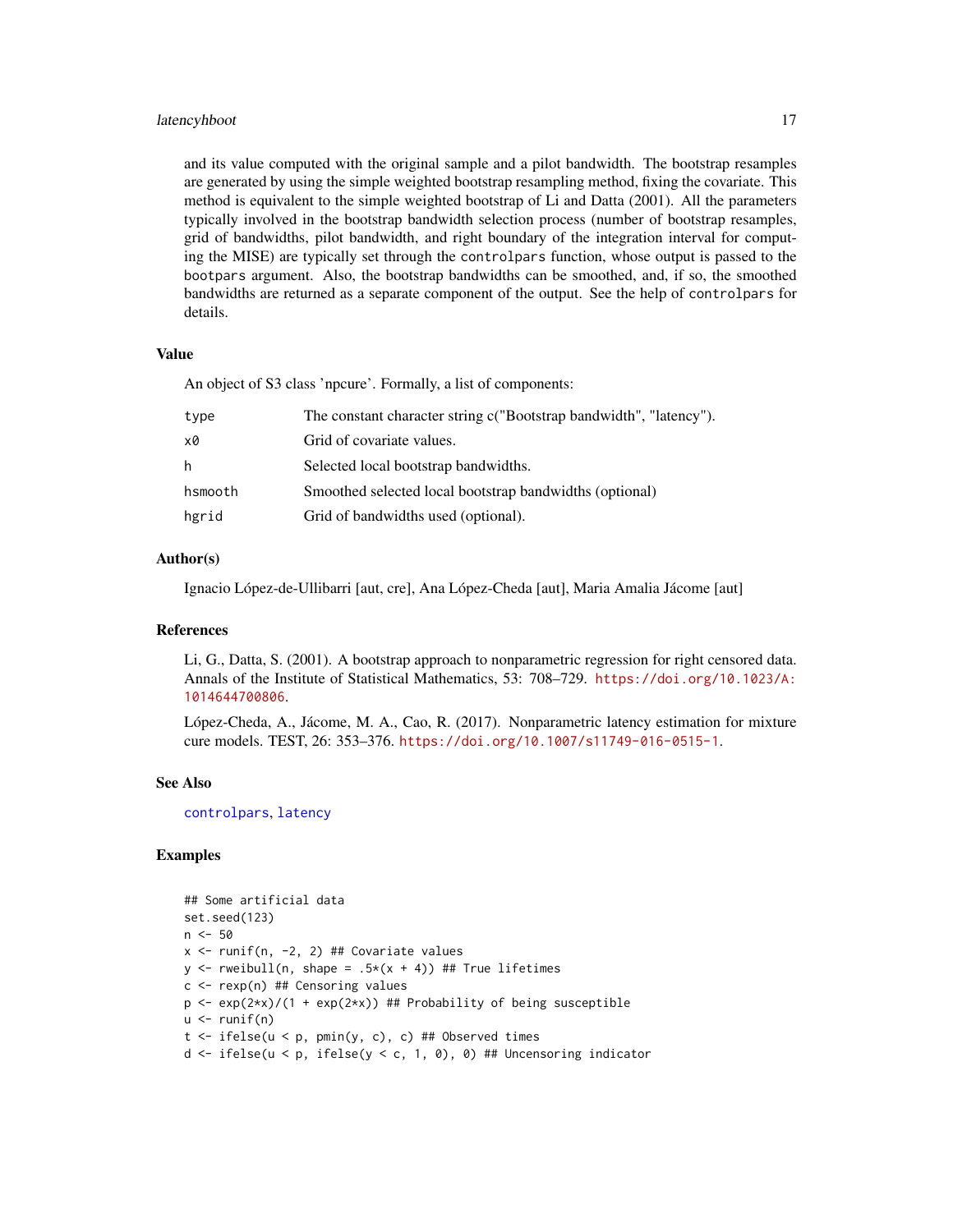and its value computed with the original sample and a pilot bandwidth. The bootstrap resamples are generated by using the simple weighted bootstrap resampling method, fixing the covariate. This method is equivalent to the simple weighted bootstrap of Li and Datta (2001). All the parameters typically involved in the bootstrap bandwidth selection process (number of bootstrap resamples, grid of bandwidths, pilot bandwidth, and right boundary of the integration interval for computing the MISE) are typically set through the `controlpars` function, whose output is passed to the `bootpars` argument. Also, the bootstrap bandwidths can be smoothed, and, if so, the smoothed bandwidths are returned as a separate component of the output. See the help of `controlpars` for details.

## Value

An object of S3 class 'npcure'. Formally, a list of components:

| | |
|---|---|
| `type` | The constant character string c("Bootstrap bandwidth", "latency"). |
| `x0` | Grid of covariate values. |
| `h` | Selected local bootstrap bandwidths. |
| `hsmooth` | Smoothed selected local bootstrap bandwidths (optional) |
| `hgrid` | Grid of bandwidths used (optional). |

## Author(s)

Ignacio López-de-Ullibarri [aut, cre], Ana López-Cheda [aut], Maria Amalia Jácome [aut]

## References

Li, G., Datta, S. (2001). A bootstrap approach to nonparametric regression for right censored data. Annals of the Institute of Statistical Mathematics, 53: 708–729. https://doi.org/10.1023/A:1014644700806.

López-Cheda, A., Jácome, M. A., Cao, R. (2017). Nonparametric latency estimation for mixture cure models. TEST, 26: 353–376. https://doi.org/10.1007/s11749-016-0515-1.

## See Also

`controlpars`, `latency`

## Examples

```
## Some artificial data
set.seed(123)
n <- 50
x <- runif(n, -2, 2) ## Covariate values
y <- rweibull(n, shape = .5*(x + 4)) ## True lifetimes
c <- rexp(n) ## Censoring values
p <- exp(2*x)/(1 + exp(2*x)) ## Probability of being susceptible
u <- runif(n)
t <- ifelse(u < p, pmin(y, c), c) ## Observed times
d <- ifelse(u < p, ifelse(y < c, 1, 0), 0) ## Uncensoring indicator
```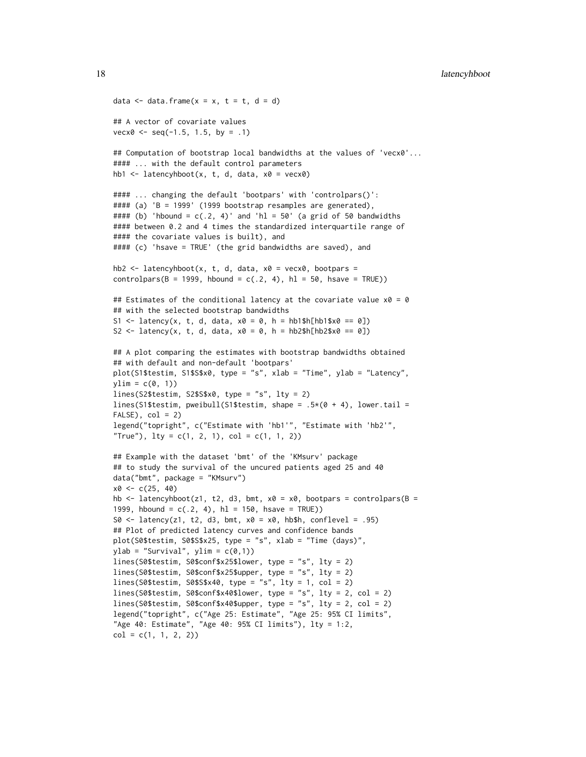```
data <- data.frame(x = x, t = t, d = d)

## A vector of covariate values
vecx0 <- seq(-1.5, 1.5, by = .1)

## Computation of bootstrap local bandwidths at the values of 'vecx0'...
#### ... with the default control parameters
hb1 <- latencyhboot(x, t, d, data, x0 = vecx0)

#### ... changing the default 'bootpars' with 'controlpars()':
#### (a) 'B = 1999' (1999 bootstrap resamples are generated),
#### (b) 'hbound = c(.2, 4)' and 'hl = 50' (a grid of 50 bandwidths
#### between 0.2 and 4 times the standardized interquartile range of
#### the covariate values is built), and
#### (c) 'hsave = TRUE' (the grid bandwidths are saved), and

hb2 <- latencyhboot(x, t, d, data, x0 = vecx0, bootpars =
controlpars(B = 1999, hbound = c(.2, 4), hl = 50, hsave = TRUE))

## Estimates of the conditional latency at the covariate value x0 = 0
## with the selected bootstrap bandwidths
S1 <- latency(x, t, d, data, x0 = 0, h = hb1$h[hb1$x0 == 0])
S2 <- latency(x, t, d, data, x0 = 0, h = hb2$h[hb2$x0 == 0])

## A plot comparing the estimates with bootstrap bandwidths obtained
## with default and non-default 'bootpars'
plot(S1$testim, S1$S$x0, type = "s", xlab = "Time", ylab = "Latency",
ylim = c(0, 1))
lines(S2$testim, S2$S$x0, type = "s", lty = 2)
lines(S1$testim, pweibull(S1$testim, shape = .5*(0 + 4), lower.tail =
FALSE), col = 2)
legend("topright", c("Estimate with 'hb1'", "Estimate with 'hb2'",
"True"), lty = c(1, 2, 1), col = c(1, 1, 2))

## Example with the dataset 'bmt' of the 'KMsurv' package
## to study the survival of the uncured patients aged 25 and 40
data("bmt", package = "KMsurv")
x0 <- c(25, 40)
hb <- latencyhboot(z1, t2, d3, bmt, x0 = x0, bootpars = controlpars(B =
1999, hbound = c(.2, 4), hl = 150, hsave = TRUE))
S0 <- latency(z1, t2, d3, bmt, x0 = x0, hb$h, conflevel = .95)
## Plot of predicted latency curves and confidence bands
plot(S0$testim, S0$S$x25, type = "s", xlab = "Time (days)",
ylab = "Survival", ylim = c(0,1))
lines(S0$testim, S0$conf$x25$lower, type = "s", lty = 2)
lines(S0$testim, S0$conf$x25$upper, type = "s", lty = 2)
lines(S0$testim, S0$S$x40, type = "s", lty = 1, col = 2)
lines(S0$testim, S0$conf$x40$lower, type = "s", lty = 2, col = 2)
lines(S0$testim, S0$conf$x40$upper, type = "s", lty = 2, col = 2)
legend("topright", c("Age 25: Estimate", "Age 25: 95% CI limits",
"Age 40: Estimate", "Age 40: 95% CI limits"), lty = 1:2,
col = c(1, 1, 2, 2))
```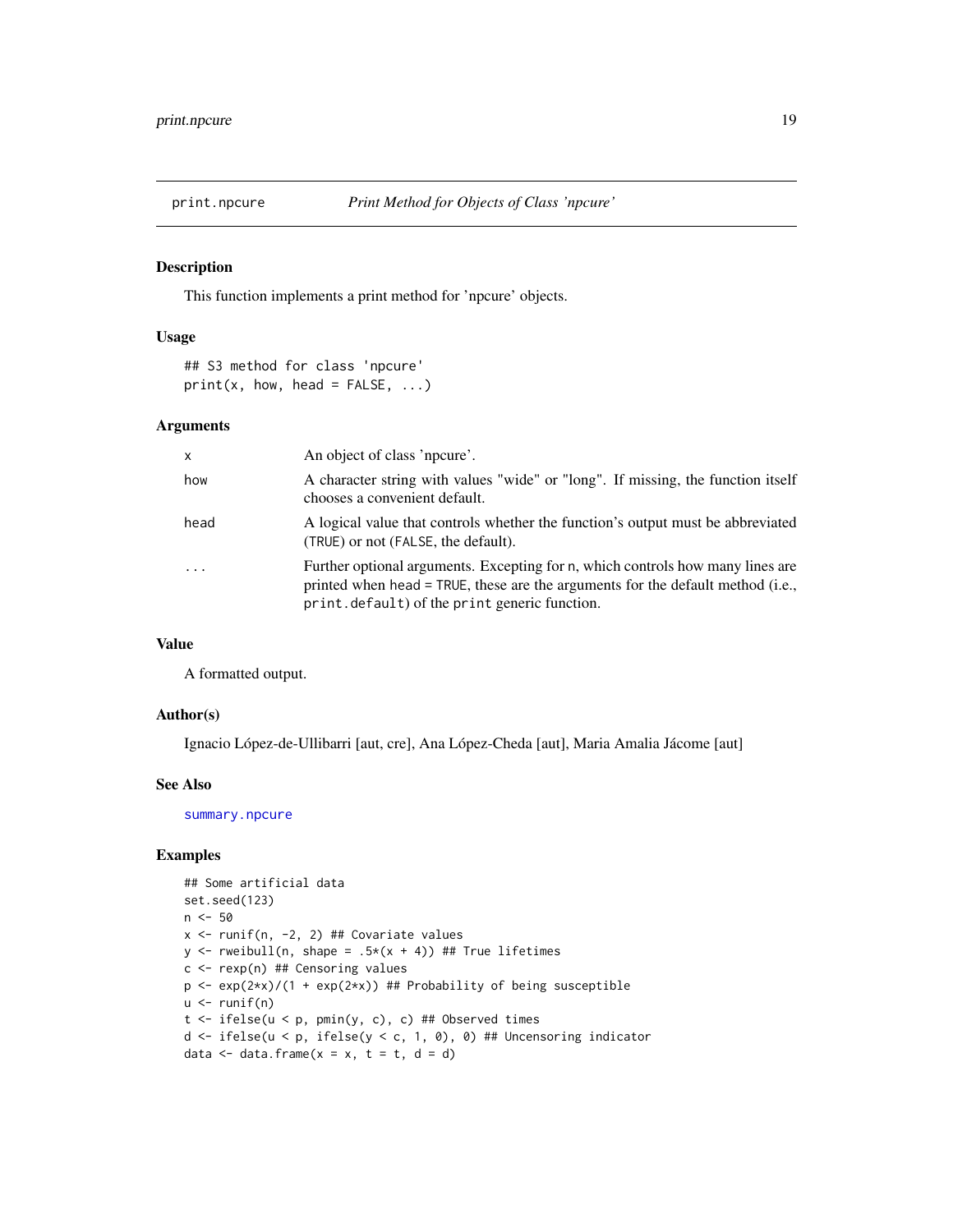# print.npcure *Print Method for Objects of Class 'npcure'*

## Description

This function implements a print method for 'npcure' objects.

## Usage

```
## S3 method for class 'npcure'
print(x, how, head = FALSE, ...)
```

## Arguments

| | |
|---|---|
| `x` | An object of class 'npcure'. |
| `how` | A character string with values "wide" or "long". If missing, the function itself chooses a convenient default. |
| `head` | A logical value that controls whether the function's output must be abbreviated (`TRUE`) or not (`FALSE`, the default). |
| `...` | Further optional arguments. Excepting for `n`, which controls how many lines are printed when `head = TRUE`, these are the arguments for the default method (i.e., `print.default`) of the `print` generic function. |

## Value

A formatted output.

## Author(s)

Ignacio López-de-Ullibarri [aut, cre], Ana López-Cheda [aut], Maria Amalia Jácome [aut]

## See Also

`summary.npcure`

## Examples

```
## Some artificial data
set.seed(123)
n <- 50
x <- runif(n, -2, 2) ## Covariate values
y <- rweibull(n, shape = .5*(x + 4)) ## True lifetimes
c <- rexp(n) ## Censoring values
p <- exp(2*x)/(1 + exp(2*x)) ## Probability of being susceptible
u <- runif(n)
t <- ifelse(u < p, pmin(y, c), c) ## Observed times
d <- ifelse(u < p, ifelse(y < c, 1, 0), 0) ## Uncensoring indicator
data <- data.frame(x = x, t = t, d = d)
```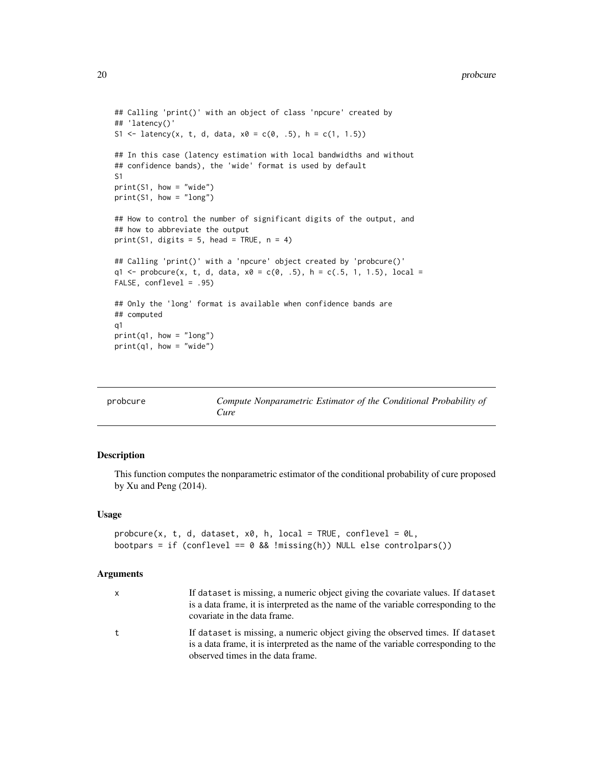```
## Calling 'print()' with an object of class 'npcure' created by
## 'latency()'
S1 <- latency(x, t, d, data, x0 = c(0, .5), h = c(1, 1.5))

## In this case (latency estimation with local bandwidths and without
## confidence bands), the 'wide' format is used by default
S1
print(S1, how = "wide")
print(S1, how = "long")

## How to control the number of significant digits of the output, and
## how to abbreviate the output
print(S1, digits = 5, head = TRUE, n = 4)

## Calling 'print()' with a 'npcure' object created by 'probcure()'
q1 <- probcure(x, t, d, data, x0 = c(0, .5), h = c(.5, 1, 1.5), local =
FALSE, conflevel = .95)

## Only the 'long' format is available when confidence bands are
## computed
q1
print(q1, how = "long")
print(q1, how = "wide")
```

---

probcure *Compute Nonparametric Estimator of the Conditional Probability of Cure*

---

## Description

This function computes the nonparametric estimator of the conditional probability of cure proposed by Xu and Peng (2014).

## Usage

```
probcure(x, t, d, dataset, x0, h, local = TRUE, conflevel = 0L,
bootpars = if (conflevel == 0 && !missing(h)) NULL else controlpars())
```

## Arguments

| | |
|---|---|
| x | If dataset is missing, a numeric object giving the covariate values. If dataset is a data frame, it is interpreted as the name of the variable corresponding to the covariate in the data frame. |
| t | If dataset is missing, a numeric object giving the observed times. If dataset is a data frame, it is interpreted as the name of the variable corresponding to the observed times in the data frame. |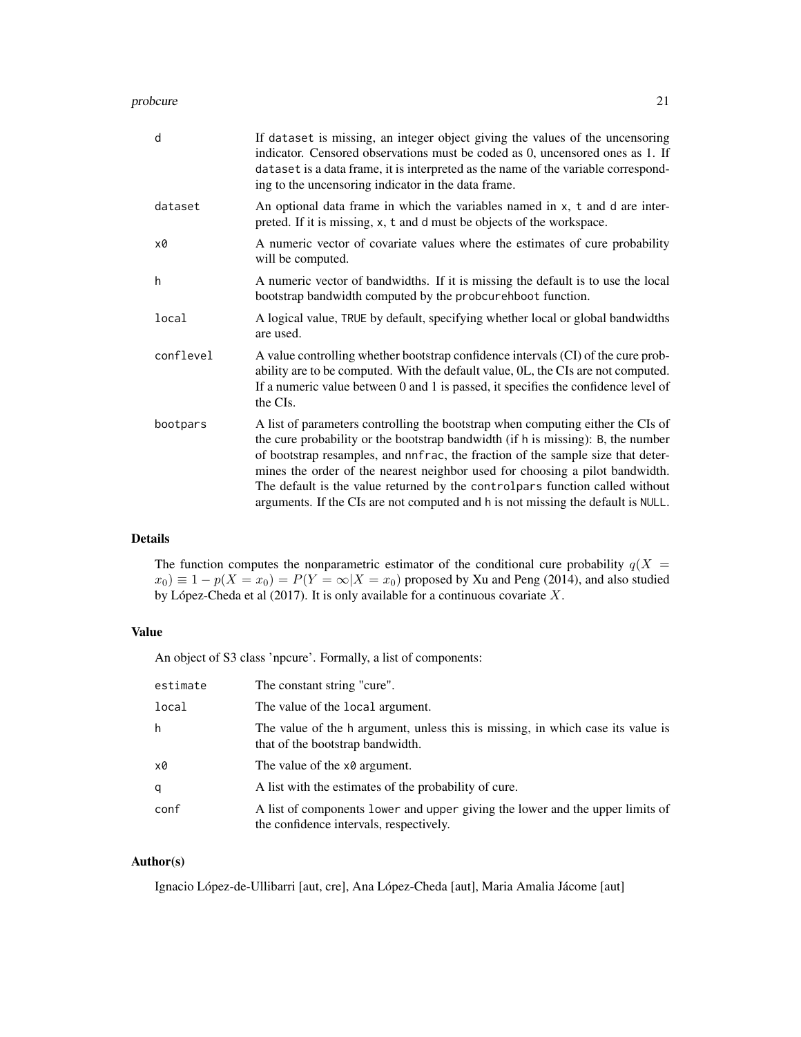| | |
|---|---|
| d | If `dataset` is missing, an integer object giving the values of the uncensoring indicator. Censored observations must be coded as 0, uncensored ones as 1. If `dataset` is a data frame, it is interpreted as the name of the variable corresponding to the uncensoring indicator in the data frame. |
| dataset | An optional data frame in which the variables named in `x`, `t` and `d` are interpreted. If it is missing, `x`, `t` and `d` must be objects of the workspace. |
| x0 | A numeric vector of covariate values where the estimates of cure probability will be computed. |
| h | A numeric vector of bandwidths. If it is missing the default is to use the local bootstrap bandwidth computed by the `probcurehboot` function. |
| local | A logical value, `TRUE` by default, specifying whether local or global bandwidths are used. |
| conflevel | A value controlling whether bootstrap confidence intervals (CI) of the cure probability are to be computed. With the default value, 0L, the CIs are not computed. If a numeric value between 0 and 1 is passed, it specifies the confidence level of the CIs. |
| bootpars | A list of parameters controlling the bootstrap when computing either the CIs of the cure probability or the bootstrap bandwidth (if `h` is missing): `B`, the number of bootstrap resamples, and `nnfrac`, the fraction of the sample size that determines the order of the nearest neighbor used for choosing a pilot bandwidth. The default is the value returned by the `controlpars` function called without arguments. If the CIs are not computed and `h` is not missing the default is `NULL`. |

## Details

The function computes the nonparametric estimator of the conditional cure probability $q(X = x_0) \equiv 1 - p(X = x_0) = P(Y = \infty | X = x_0)$ proposed by Xu and Peng (2014), and also studied by López-Cheda et al (2017). It is only available for a continuous covariate $X$.

## Value

An object of S3 class 'npcure'. Formally, a list of components:

| | |
|---|---|
| estimate | The constant string "cure". |
| local | The value of the `local` argument. |
| h | The value of the `h` argument, unless this is missing, in which case its value is that of the bootstrap bandwidth. |
| x0 | The value of the `x0` argument. |
| q | A list with the estimates of the probability of cure. |
| conf | A list of components `lower` and `upper` giving the lower and the upper limits of the confidence intervals, respectively. |

## Author(s)

Ignacio López-de-Ullibarri [aut, cre], Ana López-Cheda [aut], Maria Amalia Jácome [aut]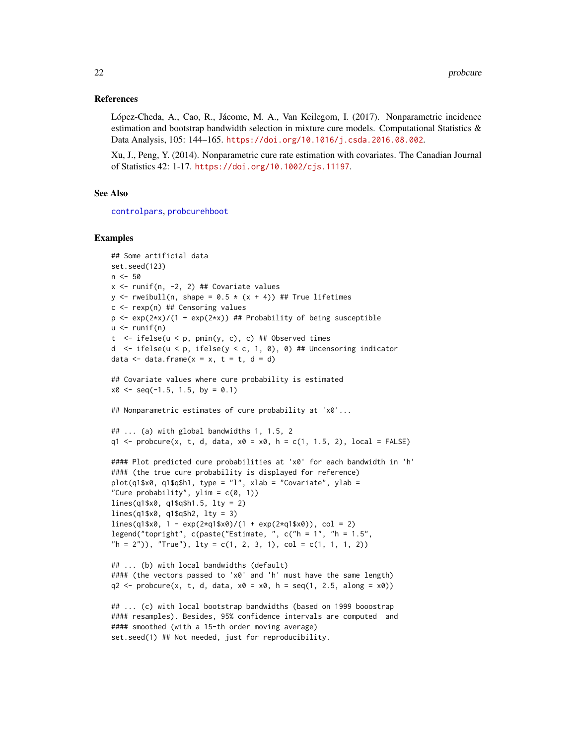### References

López-Cheda, A., Cao, R., Jácome, M. A., Van Keilegom, I. (2017). Nonparametric incidence estimation and bootstrap bandwidth selection in mixture cure models. Computational Statistics & Data Analysis, 105: 144–165. https://doi.org/10.1016/j.csda.2016.08.002.

Xu, J., Peng, Y. (2014). Nonparametric cure rate estimation with covariates. The Canadian Journal of Statistics 42: 1-17. https://doi.org/10.1002/cjs.11197.

### See Also

controlpars, probcurehboot

### Examples

```
## Some artificial data
set.seed(123)
n <- 50
x <- runif(n, -2, 2) ## Covariate values
y <- rweibull(n, shape = 0.5 * (x + 4)) ## True lifetimes
c <- rexp(n) ## Censoring values
p <- exp(2*x)/(1 + exp(2*x)) ## Probability of being susceptible
u <- runif(n)
t  <- ifelse(u < p, pmin(y, c), c) ## Observed times
d  <- ifelse(u < p, ifelse(y < c, 1, 0), 0) ## Uncensoring indicator
data <- data.frame(x = x, t = t, d = d)

## Covariate values where cure probability is estimated
x0 <- seq(-1.5, 1.5, by = 0.1)

## Nonparametric estimates of cure probability at 'x0'...

## ... (a) with global bandwidths 1, 1.5, 2
q1 <- probcure(x, t, d, data, x0 = x0, h = c(1, 1.5, 2), local = FALSE)

#### Plot predicted cure probabilities at 'x0' for each bandwidth in 'h'
#### (the true cure probability is displayed for reference)
plot(q1$x0, q1$q$h1, type = "l", xlab = "Covariate", ylab =
"Cure probability", ylim = c(0, 1))
lines(q1$x0, q1$q$h1.5, lty = 2)
lines(q1$x0, q1$q$h2, lty = 3)
lines(q1$x0, 1 - exp(2*q1$x0)/(1 + exp(2*q1$x0)), col = 2)
legend("topright", c(paste("Estimate, ", c("h = 1", "h = 1.5",
"h = 2")), "True"), lty = c(1, 2, 3, 1), col = c(1, 1, 1, 2))

## ... (b) with local bandwidths (default)
#### (the vectors passed to 'x0' and 'h' must have the same length)
q2 <- probcure(x, t, d, data, x0 = x0, h = seq(1, 2.5, along = x0))

## ... (c) with local bootstrap bandwidths (based on 1999 booostrap
#### resamples). Besides, 95% confidence intervals are computed  and
#### smoothed (with a 15-th order moving average)
set.seed(1) ## Not needed, just for reproducibility.
```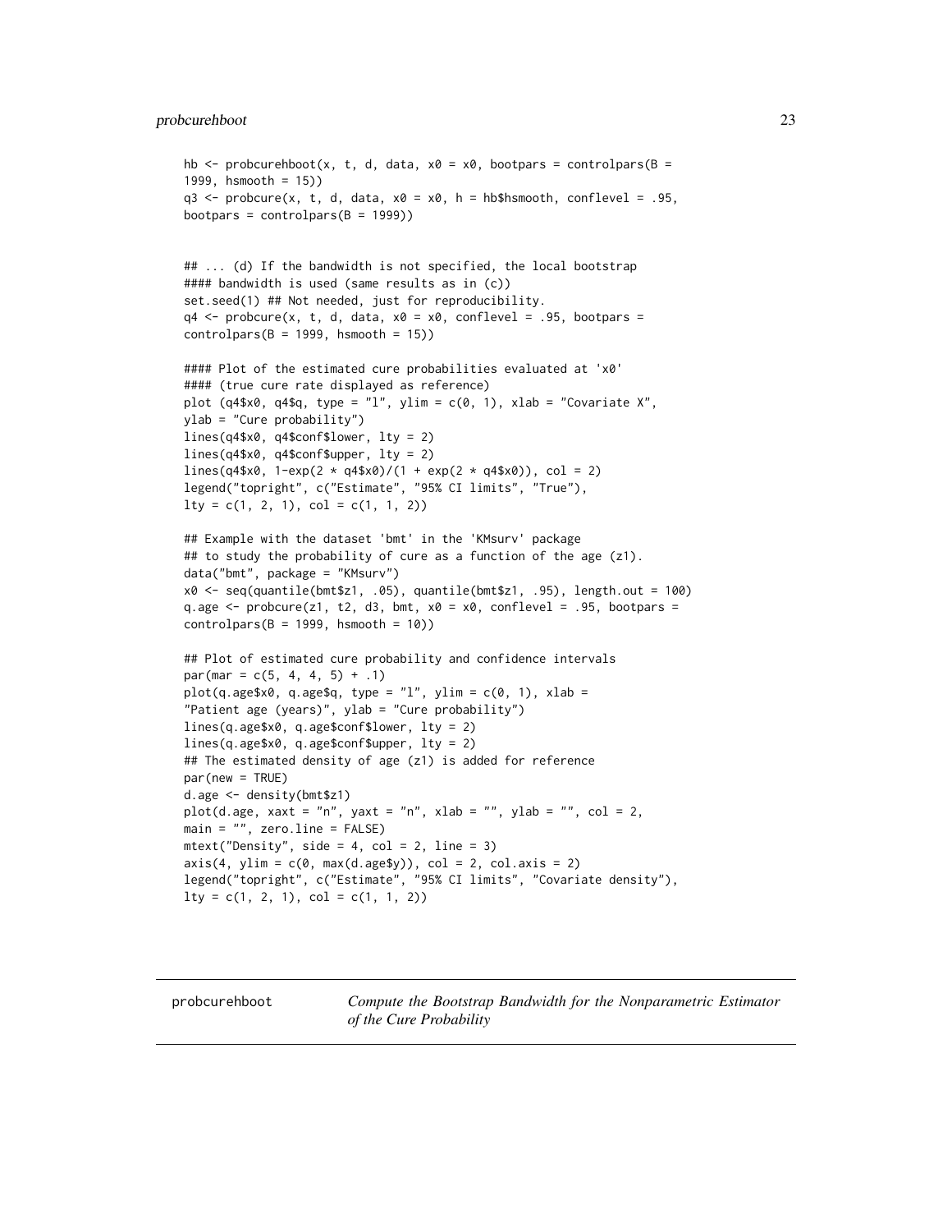```
hb <- probcurehboot(x, t, d, data, x0 = x0, bootpars = controlpars(B =
1999, hsmooth = 15))
q3 <- probcure(x, t, d, data, x0 = x0, h = hb$hsmooth, conflevel = .95,
bootpars = controlpars(B = 1999))


## ... (d) If the bandwidth is not specified, the local bootstrap
#### bandwidth is used (same results as in (c))
set.seed(1) ## Not needed, just for reproducibility.
q4 <- probcure(x, t, d, data, x0 = x0, conflevel = .95, bootpars =
controlpars(B = 1999, hsmooth = 15))

#### Plot of the estimated cure probabilities evaluated at 'x0'
#### (true cure rate displayed as reference)
plot (q4$x0, q4$q, type = "l", ylim = c(0, 1), xlab = "Covariate X",
ylab = "Cure probability")
lines(q4$x0, q4$conf$lower, lty = 2)
lines(q4$x0, q4$conf$upper, lty = 2)
lines(q4$x0, 1-exp(2 * q4$x0)/(1 + exp(2 * q4$x0)), col = 2)
legend("topright", c("Estimate", "95% CI limits", "True"),
lty = c(1, 2, 1), col = c(1, 1, 2))

## Example with the dataset 'bmt' in the 'KMsurv' package
## to study the probability of cure as a function of the age (z1).
data("bmt", package = "KMsurv")
x0 <- seq(quantile(bmt$z1, .05), quantile(bmt$z1, .95), length.out = 100)
q.age <- probcure(z1, t2, d3, bmt, x0 = x0, conflevel = .95, bootpars =
controlpars(B = 1999, hsmooth = 10))

## Plot of estimated cure probability and confidence intervals
par(mar = c(5, 4, 4, 5) + .1)
plot(q.age$x0, q.age$q, type = "l", ylim = c(0, 1), xlab =
"Patient age (years)", ylab = "Cure probability")
lines(q.age$x0, q.age$conf$lower, lty = 2)
lines(q.age$x0, q.age$conf$upper, lty = 2)
## The estimated density of age (z1) is added for reference
par(new = TRUE)
d.age <- density(bmt$z1)
plot(d.age, xaxt = "n", yaxt = "n", xlab = "", ylab = "", col = 2,
main = "", zero.line = FALSE)
mtext("Density", side = 4, col = 2, line = 3)
axis(4, ylim = c(0, max(d.age$y)), col = 2, col.axis = 2)
legend("topright", c("Estimate", "95% CI limits", "Covariate density"),
lty = c(1, 2, 1), col = c(1, 1, 2))
```

---

## probcurehboot — *Compute the Bootstrap Bandwidth for the Nonparametric Estimator of the Cure Probability*

---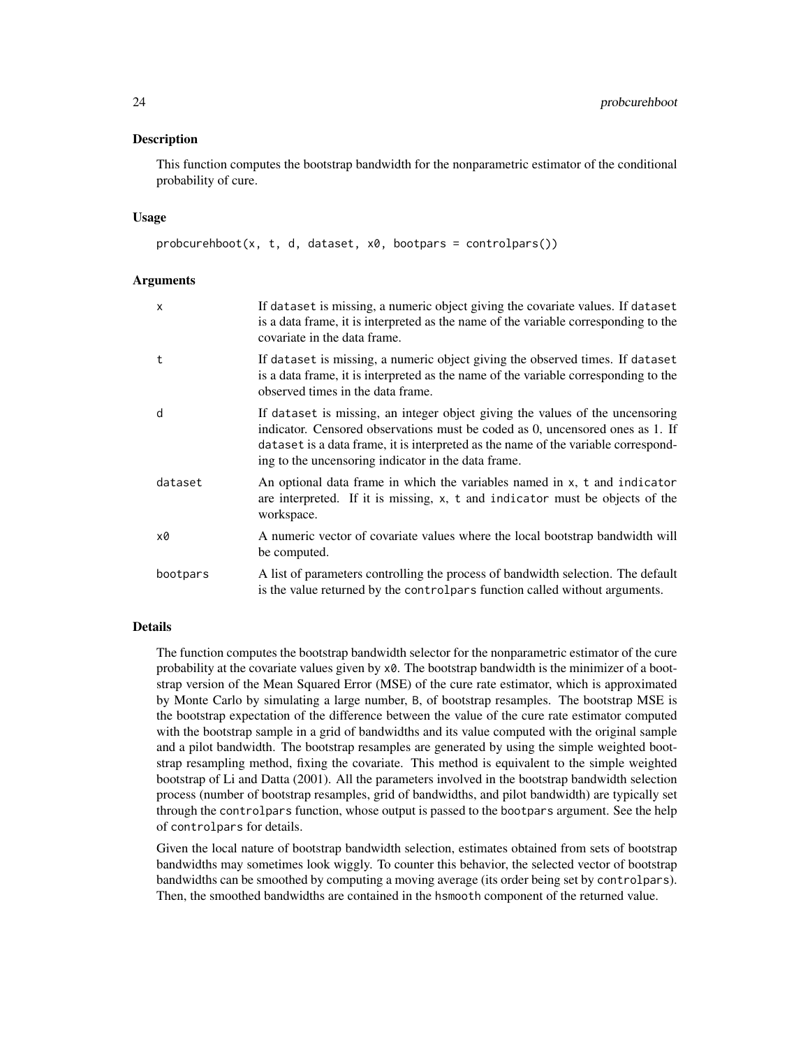## Description

This function computes the bootstrap bandwidth for the nonparametric estimator of the conditional probability of cure.

## Usage

```
probcurehboot(x, t, d, dataset, x0, bootpars = controlpars())
```

## Arguments

| | |
|---|---|
| x | If dataset is missing, a numeric object giving the covariate values. If dataset is a data frame, it is interpreted as the name of the variable corresponding to the covariate in the data frame. |
| t | If dataset is missing, a numeric object giving the observed times. If dataset is a data frame, it is interpreted as the name of the variable corresponding to the observed times in the data frame. |
| d | If dataset is missing, an integer object giving the values of the uncensoring indicator. Censored observations must be coded as 0, uncensored ones as 1. If dataset is a data frame, it is interpreted as the name of the variable corresponding to the uncensoring indicator in the data frame. |
| dataset | An optional data frame in which the variables named in x, t and indicator are interpreted. If it is missing, x, t and indicator must be objects of the workspace. |
| x0 | A numeric vector of covariate values where the local bootstrap bandwidth will be computed. |
| bootpars | A list of parameters controlling the process of bandwidth selection. The default is the value returned by the controlpars function called without arguments. |

## Details

The function computes the bootstrap bandwidth selector for the nonparametric estimator of the cure probability at the covariate values given by x0. The bootstrap bandwidth is the minimizer of a bootstrap version of the Mean Squared Error (MSE) of the cure rate estimator, which is approximated by Monte Carlo by simulating a large number, B, of bootstrap resamples. The bootstrap MSE is the bootstrap expectation of the difference between the value of the cure rate estimator computed with the bootstrap sample in a grid of bandwidths and its value computed with the original sample and a pilot bandwidth. The bootstrap resamples are generated by using the simple weighted bootstrap resampling method, fixing the covariate. This method is equivalent to the simple weighted bootstrap of Li and Datta (2001). All the parameters involved in the bootstrap bandwidth selection process (number of bootstrap resamples, grid of bandwidths, and pilot bandwidth) are typically set through the controlpars function, whose output is passed to the bootpars argument. See the help of controlpars for details.

Given the local nature of bootstrap bandwidth selection, estimates obtained from sets of bootstrap bandwidths may sometimes look wiggly. To counter this behavior, the selected vector of bootstrap bandwidths can be smoothed by computing a moving average (its order being set by controlpars). Then, the smoothed bandwidths are contained in the hsmooth component of the returned value.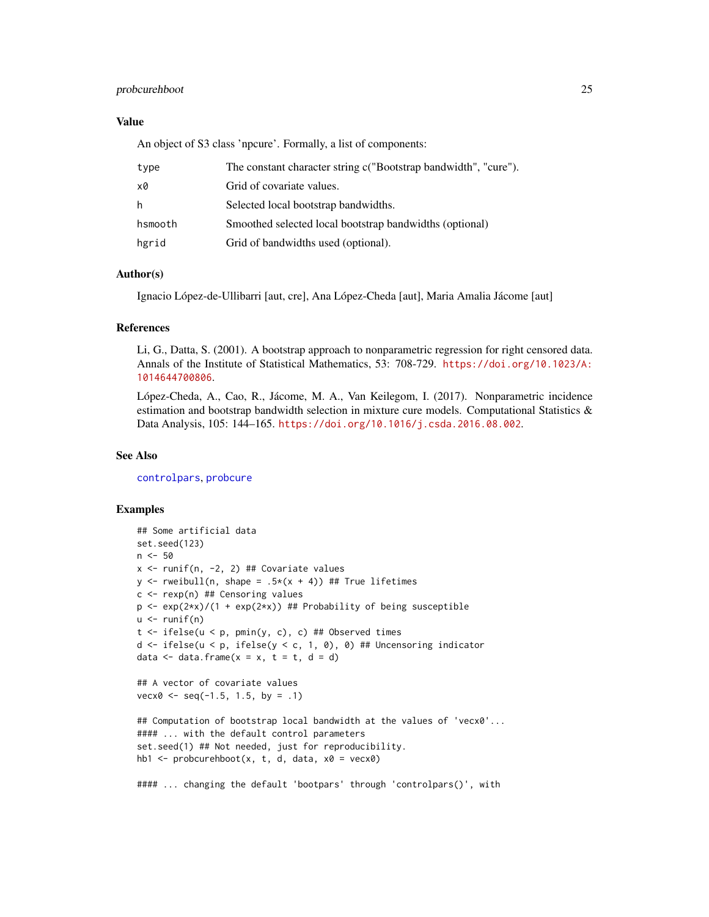### Value

An object of S3 class 'npcure'. Formally, a list of components:

| | |
|---|---|
| type | The constant character string c("Bootstrap bandwidth", "cure"). |
| x0 | Grid of covariate values. |
| h | Selected local bootstrap bandwidths. |
| hsmooth | Smoothed selected local bootstrap bandwidths (optional) |
| hgrid | Grid of bandwidths used (optional). |

### Author(s)

Ignacio López-de-Ullibarri [aut, cre], Ana López-Cheda [aut], Maria Amalia Jácome [aut]

### References

Li, G., Datta, S. (2001). A bootstrap approach to nonparametric regression for right censored data. Annals of the Institute of Statistical Mathematics, 53: 708-729. https://doi.org/10.1023/A:1014644700806.

López-Cheda, A., Cao, R., Jácome, M. A., Van Keilegom, I. (2017). Nonparametric incidence estimation and bootstrap bandwidth selection in mixture cure models. Computational Statistics & Data Analysis, 105: 144–165. https://doi.org/10.1016/j.csda.2016.08.002.

### See Also

controlpars, probcure

### Examples

```
## Some artificial data
set.seed(123)
n <- 50
x <- runif(n, -2, 2) ## Covariate values
y <- rweibull(n, shape = .5*(x + 4)) ## True lifetimes
c <- rexp(n) ## Censoring values
p <- exp(2*x)/(1 + exp(2*x)) ## Probability of being susceptible
u <- runif(n)
t <- ifelse(u < p, pmin(y, c), c) ## Observed times
d <- ifelse(u < p, ifelse(y < c, 1, 0), 0) ## Uncensoring indicator
data <- data.frame(x = x, t = t, d = d)

## A vector of covariate values
vecx0 <- seq(-1.5, 1.5, by = .1)

## Computation of bootstrap local bandwidth at the values of 'vecx0'...
#### ... with the default control parameters
set.seed(1) ## Not needed, just for reproducibility.
hb1 <- probcurehboot(x, t, d, data, x0 = vecx0)

#### ... changing the default 'bootpars' through 'controlpars()', with
```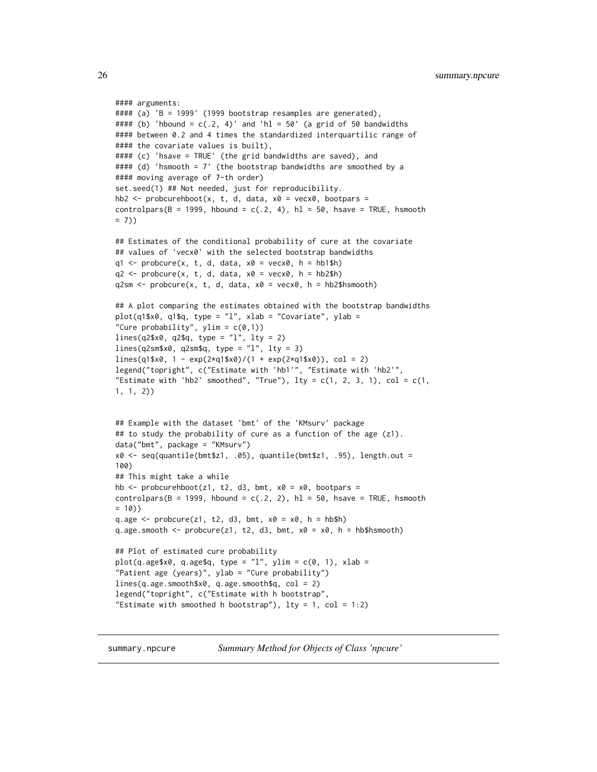```
#### arguments:
#### (a) 'B = 1999' (1999 bootstrap resamples are generated),
#### (b) 'hbound = c(.2, 4)' and 'hl = 50' (a grid of 50 bandwidths
#### between 0.2 and 4 times the standardized interquartilic range of
#### the covariate values is built),
#### (c) 'hsave = TRUE' (the grid bandwidths are saved), and
#### (d) 'hsmooth = 7' (the bootstrap bandwidths are smoothed by a
#### moving average of 7-th order)
set.seed(1) ## Not needed, just for reproducibility.
hb2 <- probcurehboot(x, t, d, data, x0 = vecx0, bootpars =
controlpars(B = 1999, hbound = c(.2, 4), hl = 50, hsave = TRUE, hsmooth
= 7))

## Estimates of the conditional probability of cure at the covariate
## values of 'vecx0' with the selected bootstrap bandwidths
q1 <- probcure(x, t, d, data, x0 = vecx0, h = hb1$h)
q2 <- probcure(x, t, d, data, x0 = vecx0, h = hb2$h)
q2sm <- probcure(x, t, d, data, x0 = vecx0, h = hb2$hsmooth)

## A plot comparing the estimates obtained with the bootstrap bandwidths
plot(q1$x0, q1$q, type = "l", xlab = "Covariate", ylab =
"Cure probability", ylim = c(0,1))
lines(q2$x0, q2$q, type = "l", lty = 2)
lines(q2sm$x0, q2sm$q, type = "l", lty = 3)
lines(q1$x0, 1 - exp(2*q1$x0)/(1 + exp(2*q1$x0)), col = 2)
legend("topright", c("Estimate with 'hb1'", "Estimate with 'hb2'",
"Estimate with 'hb2' smoothed", "True"), lty = c(1, 2, 3, 1), col = c(1,
1, 1, 2))


## Example with the dataset 'bmt' of the 'KMsurv' package
## to study the probability of cure as a function of the age (z1).
data("bmt", package = "KMsurv")
x0 <- seq(quantile(bmt$z1, .05), quantile(bmt$z1, .95), length.out =
100)
## This might take a while
hb <- probcurehboot(z1, t2, d3, bmt, x0 = x0, bootpars =
controlpars(B = 1999, hbound = c(.2, 2), hl = 50, hsave = TRUE, hsmooth
= 10))
q.age <- probcure(z1, t2, d3, bmt, x0 = x0, h = hb$h)
q.age.smooth <- probcure(z1, t2, d3, bmt, x0 = x0, h = hb$hsmooth)

## Plot of estimated cure probability
plot(q.age$x0, q.age$q, type = "l", ylim = c(0, 1), xlab =
"Patient age (years)", ylab = "Cure probability")
lines(q.age.smooth$x0, q.age.smooth$q, col = 2)
legend("topright", c("Estimate with h bootstrap",
"Estimate with smoothed h bootstrap"), lty = 1, col = 1:2)
```

---

## summary.npcure *Summary Method for Objects of Class 'npcure'*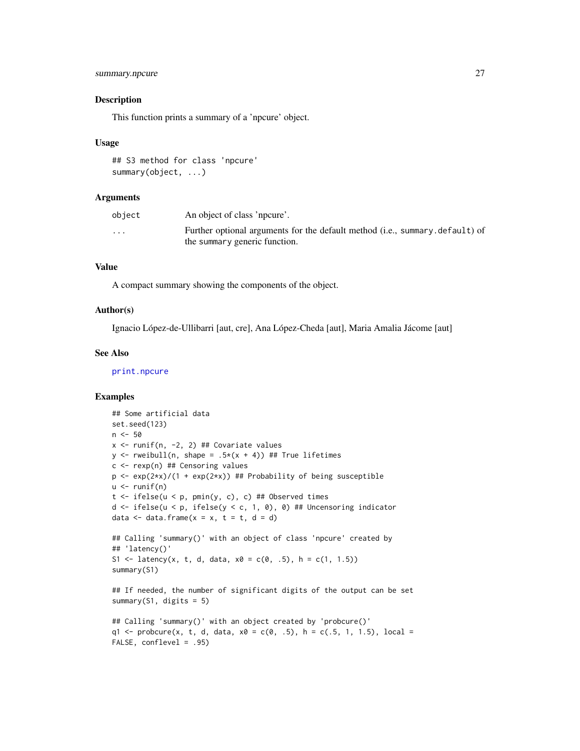## Description

This function prints a summary of a 'npcure' object.

## Usage

```
## S3 method for class 'npcure'
summary(object, ...)
```

## Arguments

| | |
|---|---|
| object | An object of class 'npcure'. |
| ... | Further optional arguments for the default method (i.e., summary.default) of the summary generic function. |

## Value

A compact summary showing the components of the object.

## Author(s)

Ignacio López-de-Ullibarri [aut, cre], Ana López-Cheda [aut], Maria Amalia Jácome [aut]

## See Also

print.npcure

## Examples

```
## Some artificial data
set.seed(123)
n <- 50
x <- runif(n, -2, 2) ## Covariate values
y <- rweibull(n, shape = .5*(x + 4)) ## True lifetimes
c <- rexp(n) ## Censoring values
p <- exp(2*x)/(1 + exp(2*x)) ## Probability of being susceptible
u <- runif(n)
t <- ifelse(u < p, pmin(y, c), c) ## Observed times
d <- ifelse(u < p, ifelse(y < c, 1, 0), 0) ## Uncensoring indicator
data <- data.frame(x = x, t = t, d = d)

## Calling 'summary()' with an object of class 'npcure' created by
## 'latency()'
S1 <- latency(x, t, d, data, x0 = c(0, .5), h = c(1, 1.5))
summary(S1)

## If needed, the number of significant digits of the output can be set
summary(S1, digits = 5)

## Calling 'summary()' with an object created by 'probcure()'
q1 <- probcure(x, t, d, data, x0 = c(0, .5), h = c(.5, 1, 1.5), local =
FALSE, conflevel = .95)
```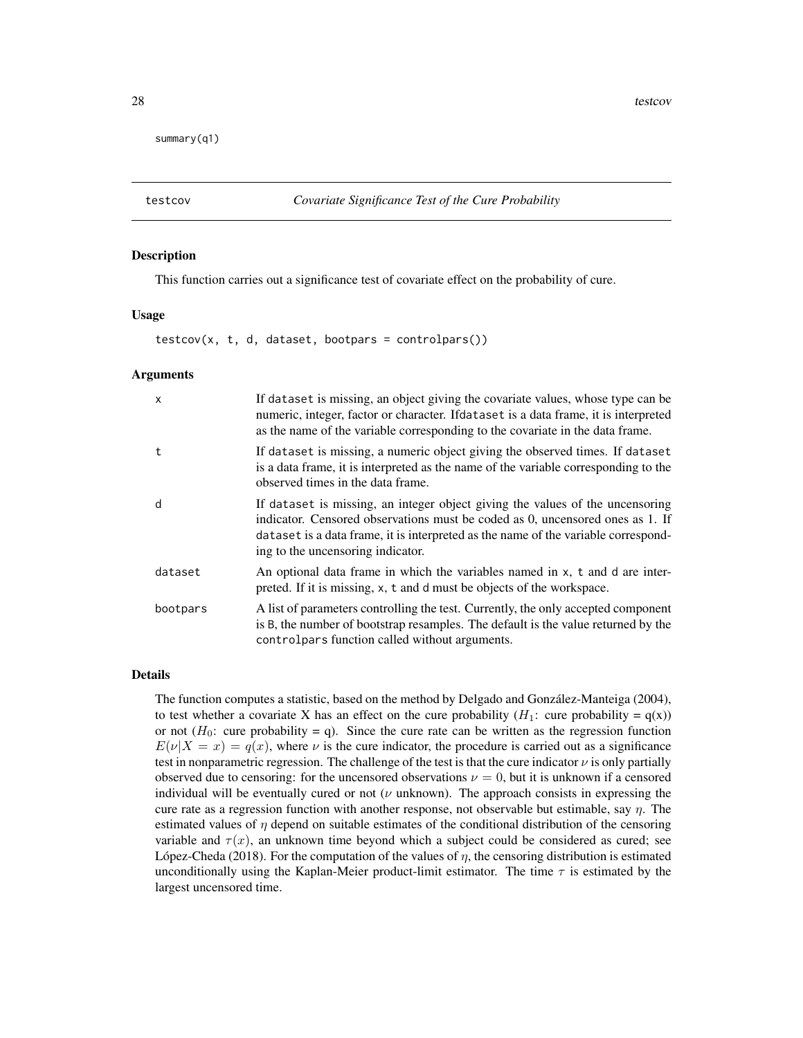```
summary(q1)
```

## testcov — *Covariate Significance Test of the Cure Probability*

### Description

This function carries out a significance test of covariate effect on the probability of cure.

### Usage

```
testcov(x, t, d, dataset, bootpars = controlpars())
```

### Arguments

| | |
|---|---|
| `x` | If `dataset` is missing, an object giving the covariate values, whose type can be numeric, integer, factor or character. If`dataset` is a data frame, it is interpreted as the name of the variable corresponding to the covariate in the data frame. |
| `t` | If `dataset` is missing, a numeric object giving the observed times. If `dataset` is a data frame, it is interpreted as the name of the variable corresponding to the observed times in the data frame. |
| `d` | If `dataset` is missing, an integer object giving the values of the uncensoring indicator. Censored observations must be coded as 0, uncensored ones as 1. If `dataset` is a data frame, it is interpreted as the name of the variable corresponding to the uncensoring indicator. |
| `dataset` | An optional data frame in which the variables named in `x`, `t` and `d` are interpreted. If it is missing, `x`, `t` and `d` must be objects of the workspace. |
| `bootpars` | A list of parameters controlling the test. Currently, the only accepted component is `B`, the number of bootstrap resamples. The default is the value returned by the `controlpars` function called without arguments. |

### Details

The function computes a statistic, based on the method by Delgado and González-Manteiga (2004), to test whether a covariate X has an effect on the cure probability ($H_1$: cure probability = q(x)) or not ($H_0$: cure probability = q). Since the cure rate can be written as the regression function $E(\nu|X = x) = q(x)$, where $\nu$ is the cure indicator, the procedure is carried out as a significance test in nonparametric regression. The challenge of the test is that the cure indicator $\nu$ is only partially observed due to censoring: for the uncensored observations $\nu = 0$, but it is unknown if a censored individual will be eventually cured or not ($\nu$ unknown). The approach consists in expressing the cure rate as a regression function with another response, not observable but estimable, say $\eta$. The estimated values of $\eta$ depend on suitable estimates of the conditional distribution of the censoring variable and $\tau(x)$, an unknown time beyond which a subject could be considered as cured; see López-Cheda (2018). For the computation of the values of $\eta$, the censoring distribution is estimated unconditionally using the Kaplan-Meier product-limit estimator. The time $\tau$ is estimated by the largest uncensored time.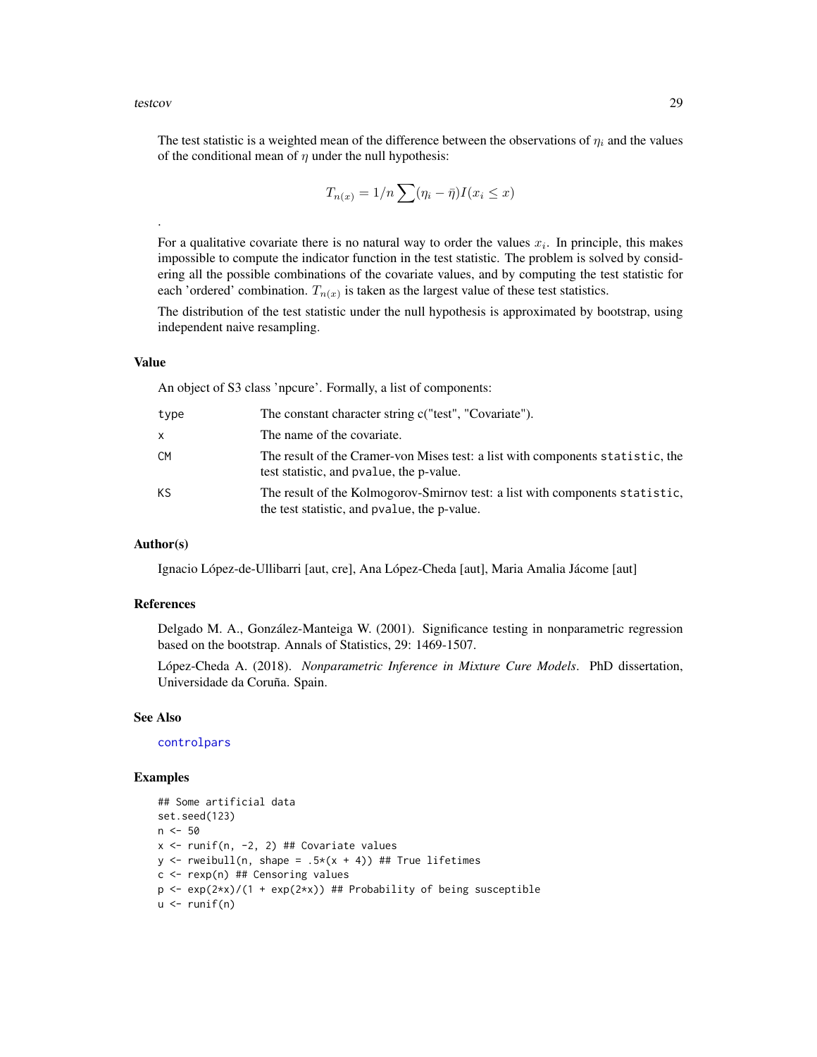The test statistic is a weighted mean of the difference between the observations of $\eta_i$ and the values of the conditional mean of $\eta$ under the null hypothesis:

$$T_{n(x)} = 1/n \sum (\eta_i - \bar{\eta}) I(x_i \leq x)$$

.

For a qualitative covariate there is no natural way to order the values $x_i$. In principle, this makes impossible to compute the indicator function in the test statistic. The problem is solved by considering all the possible combinations of the covariate values, and by computing the test statistic for each 'ordered' combination. $T_{n(x)}$ is taken as the largest value of these test statistics.

The distribution of the test statistic under the null hypothesis is approximated by bootstrap, using independent naive resampling.

### Value

An object of S3 class 'npcure'. Formally, a list of components:

| | |
|---|---|
| `type` | The constant character string c("test", "Covariate"). |
| `x` | The name of the covariate. |
| `CM` | The result of the Cramer-von Mises test: a list with components `statistic`, the test statistic, and `pvalue`, the p-value. |
| `KS` | The result of the Kolmogorov-Smirnov test: a list with components `statistic`, the test statistic, and `pvalue`, the p-value. |

### Author(s)

Ignacio López-de-Ullibarri [aut, cre], Ana López-Cheda [aut], Maria Amalia Jácome [aut]

### References

Delgado M. A., González-Manteiga W. (2001). Significance testing in nonparametric regression based on the bootstrap. Annals of Statistics, 29: 1469-1507.

López-Cheda A. (2018). *Nonparametric Inference in Mixture Cure Models*. PhD dissertation, Universidade da Coruña. Spain.

### See Also

controlpars

### Examples

```
## Some artificial data
set.seed(123)
n <- 50
x <- runif(n, -2, 2) ## Covariate values
y <- rweibull(n, shape = .5*(x + 4)) ## True lifetimes
c <- rexp(n) ## Censoring values
p <- exp(2*x)/(1 + exp(2*x)) ## Probability of being susceptible
u <- runif(n)
```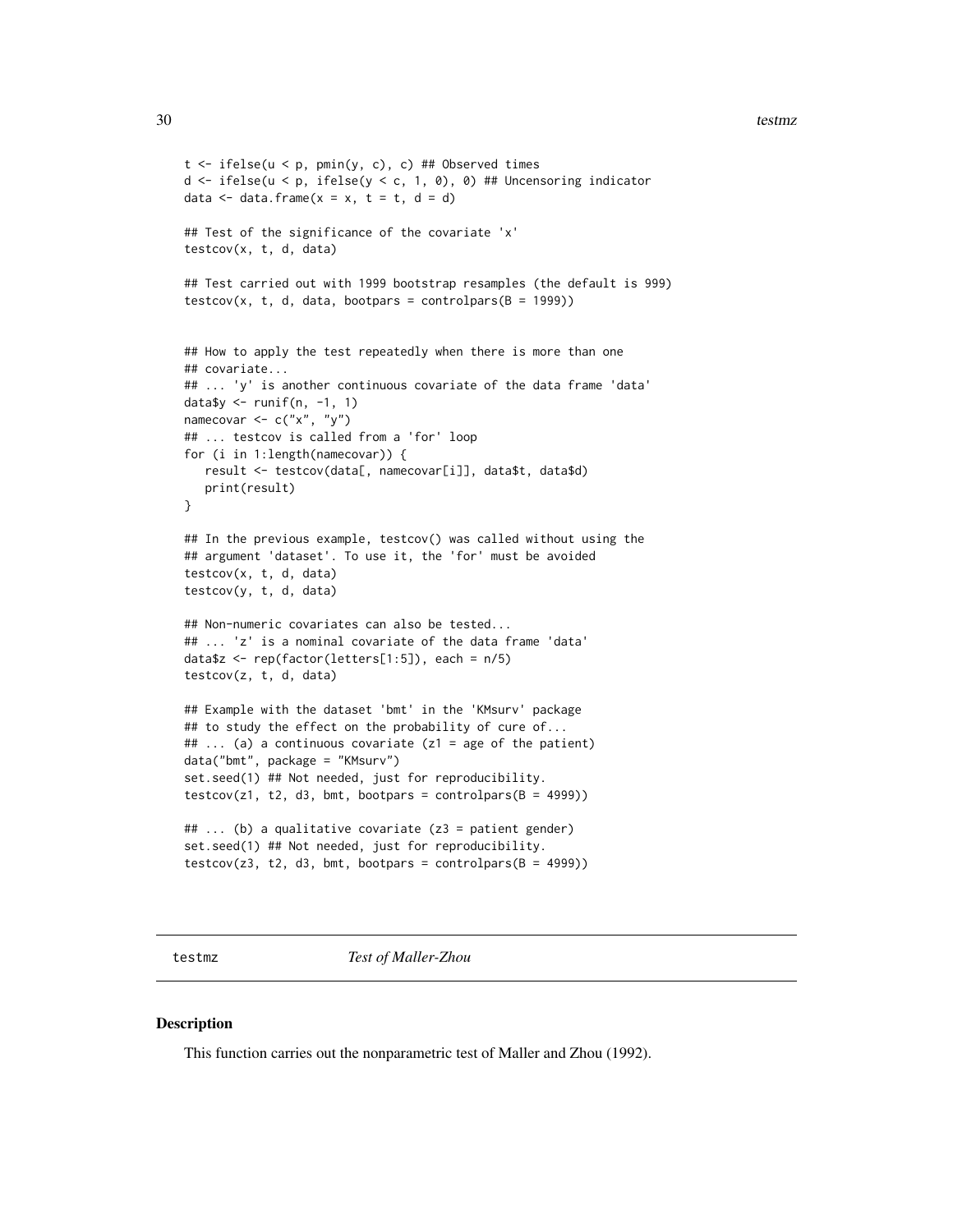```
t <- ifelse(u < p, pmin(y, c), c) ## Observed times
d <- ifelse(u < p, ifelse(y < c, 1, 0), 0) ## Uncensoring indicator
data <- data.frame(x = x, t = t, d = d)

## Test of the significance of the covariate 'x'
testcov(x, t, d, data)

## Test carried out with 1999 bootstrap resamples (the default is 999)
testcov(x, t, d, data, bootpars = controlpars(B = 1999))


## How to apply the test repeatedly when there is more than one
## covariate...
## ... 'y' is another continuous covariate of the data frame 'data'
data$y <- runif(n, -1, 1)
namecovar <- c("x", "y")
## ... testcov is called from a 'for' loop
for (i in 1:length(namecovar)) {
   result <- testcov(data[, namecovar[i]], data$t, data$d)
   print(result)
}

## In the previous example, testcov() was called without using the
## argument 'dataset'. To use it, the 'for' must be avoided
testcov(x, t, d, data)
testcov(y, t, d, data)

## Non-numeric covariates can also be tested...
## ... 'z' is a nominal covariate of the data frame 'data'
data$z <- rep(factor(letters[1:5]), each = n/5)
testcov(z, t, d, data)

## Example with the dataset 'bmt' in the 'KMsurv' package
## to study the effect on the probability of cure of...
## ... (a) a continuous covariate (z1 = age of the patient)
data("bmt", package = "KMsurv")
set.seed(1) ## Not needed, just for reproducibility.
testcov(z1, t2, d3, bmt, bootpars = controlpars(B = 4999))

## ... (b) a qualitative covariate (z3 = patient gender)
set.seed(1) ## Not needed, just for reproducibility.
testcov(z3, t2, d3, bmt, bootpars = controlpars(B = 4999))
```

## testmz *Test of Maller-Zhou*

### Description

This function carries out the nonparametric test of Maller and Zhou (1992).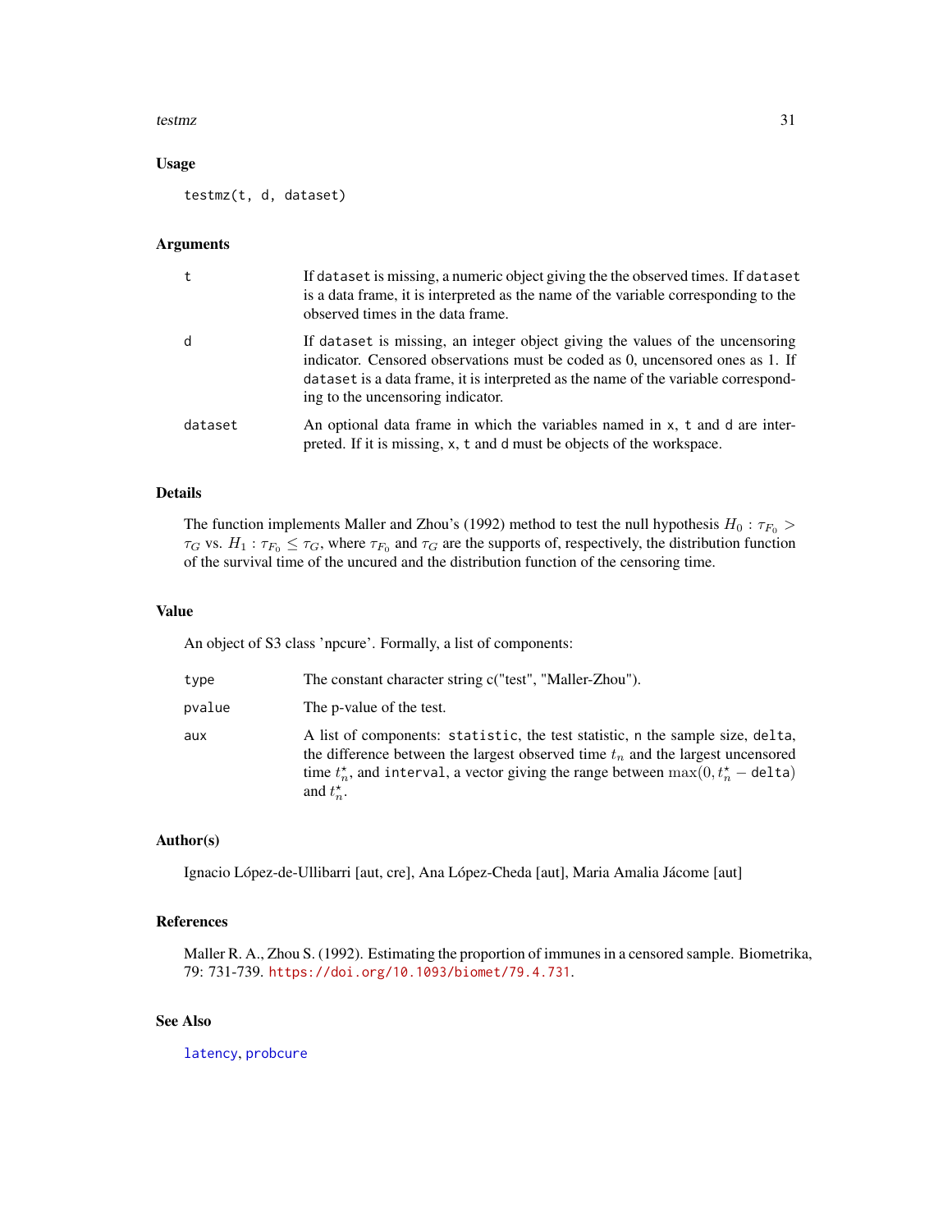### Usage

```
testmz(t, d, dataset)
```

### Arguments

| | |
|---|---|
| `t` | If `dataset` is missing, a numeric object giving the the observed times. If `dataset` is a data frame, it is interpreted as the name of the variable corresponding to the observed times in the data frame. |
| `d` | If `dataset` is missing, an integer object giving the values of the uncensoring indicator. Censored observations must be coded as 0, uncensored ones as 1. If `dataset` is a data frame, it is interpreted as the name of the variable corresponding to the uncensoring indicator. |
| `dataset` | An optional data frame in which the variables named in `x`, `t` and `d` are interpreted. If it is missing, `x`, `t` and `d` must be objects of the workspace. |

### Details

The function implements Maller and Zhou's (1992) method to test the null hypothesis $H_0 : \tau_{F_0} > \tau_G$ vs. $H_1 : \tau_{F_0} \leq \tau_G$, where $\tau_{F_0}$ and $\tau_G$ are the supports of, respectively, the distribution function of the survival time of the uncured and the distribution function of the censoring time.

### Value

An object of S3 class 'npcure'. Formally, a list of components:

| | |
|---|---|
| `type` | The constant character string c("test", "Maller-Zhou"). |
| `pvalue` | The p-value of the test. |
| `aux` | A list of components: `statistic`, the test statistic, `n` the sample size, `delta`, the difference between the largest observed time $t_n$ and the largest uncensored time $t_n^\star$, and `interval`, a vector giving the range between $\max(0, t_n^\star - \texttt{delta})$ and $t_n^\star$. |

### Author(s)

Ignacio López-de-Ullibarri [aut, cre], Ana López-Cheda [aut], Maria Amalia Jácome [aut]

### References

Maller R. A., Zhou S. (1992). Estimating the proportion of immunes in a censored sample. Biometrika, 79: 731-739. https://doi.org/10.1093/biomet/79.4.731.

### See Also

`latency`, `probcure`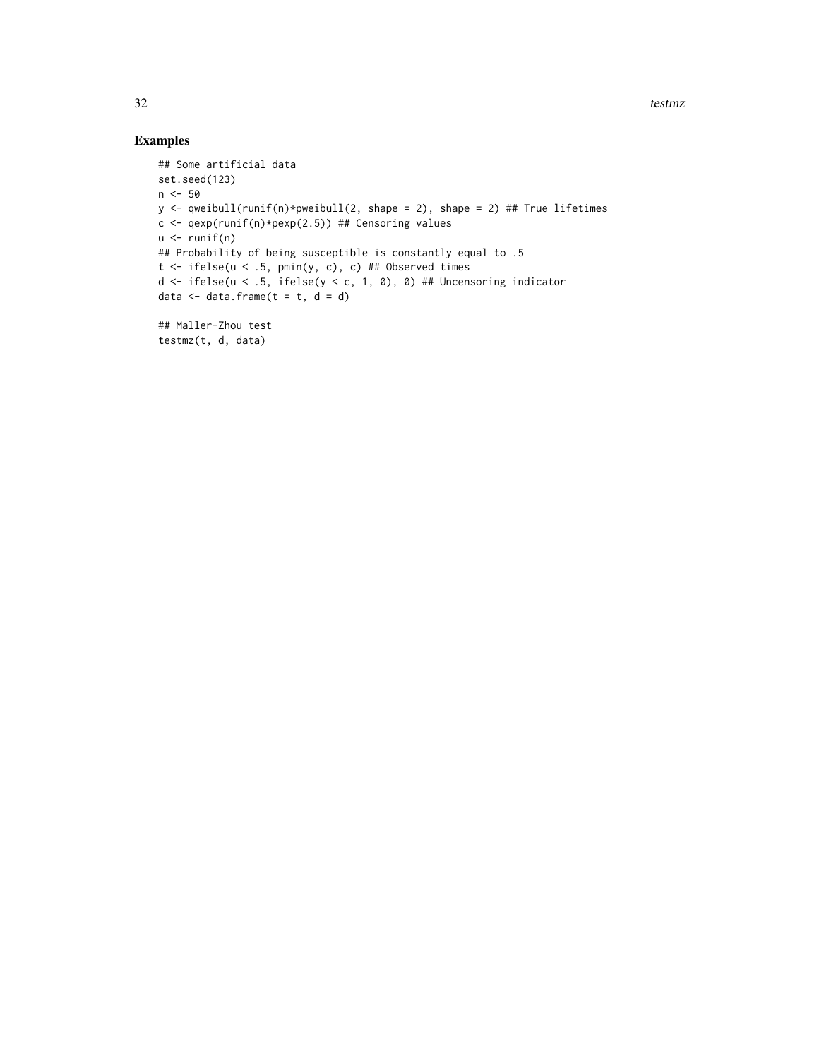## Examples

```
## Some artificial data
set.seed(123)
n <- 50
y <- qweibull(runif(n)*pweibull(2, shape = 2), shape = 2) ## True lifetimes
c <- qexp(runif(n)*pexp(2.5)) ## Censoring values
u <- runif(n)
## Probability of being susceptible is constantly equal to .5
t <- ifelse(u < .5, pmin(y, c), c) ## Observed times
d <- ifelse(u < .5, ifelse(y < c, 1, 0), 0) ## Uncensoring indicator
data <- data.frame(t = t, d = d)

## Maller-Zhou test
testmz(t, d, data)
```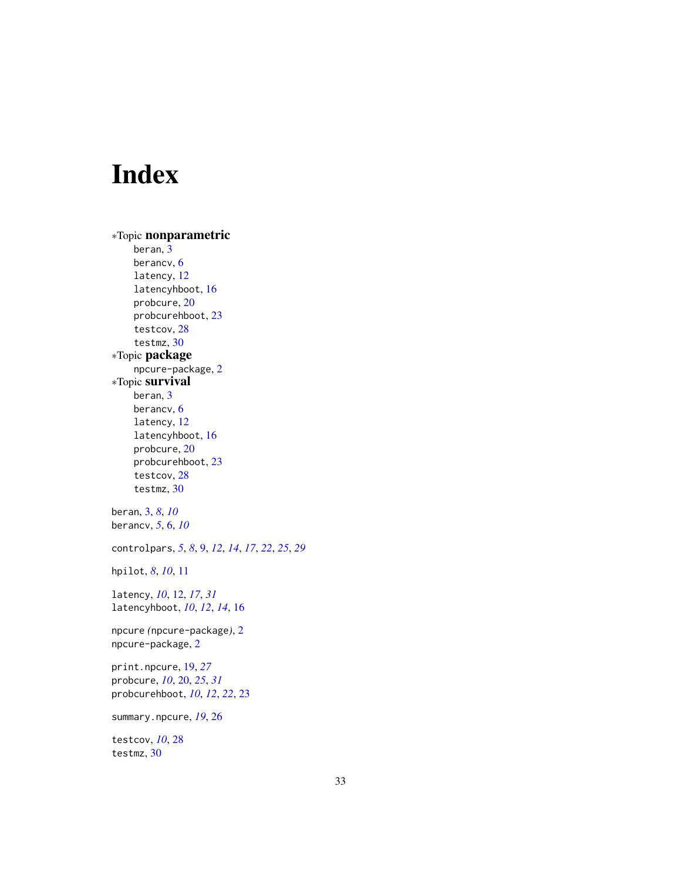# Index

∗Topic **nonparametric**
- beran, 3
- berancv, 6
- latency, 12
- latencyhboot, 16
- probcure, 20
- probcurehboot, 23
- testcov, 28
- testmz, 30

∗Topic **package**
- npcure-package, 2

∗Topic **survival**
- beran, 3
- berancv, 6
- latency, 12
- latencyhboot, 16
- probcure, 20
- probcurehboot, 23
- testcov, 28
- testmz, 30

beran, 3, *8*, *10*
berancv, *5*, 6, *10*

controlpars, *5*, *8*, 9, *12*, *14*, *17*, *22*, *25*, *29*

hpilot, *8*, *10*, 11

latency, *10*, 12, *17*, *31*
latencyhboot, *10*, *12*, *14*, 16

npcure *(*npcure-package*)*, 2
npcure-package, 2

print.npcure, 19, *27*
probcure, *10*, 20, *25*, *31*
probcurehboot, *10*, *12*, *22*, 23

summary.npcure, *19*, 26

testcov, *10*, 28
testmz, 30